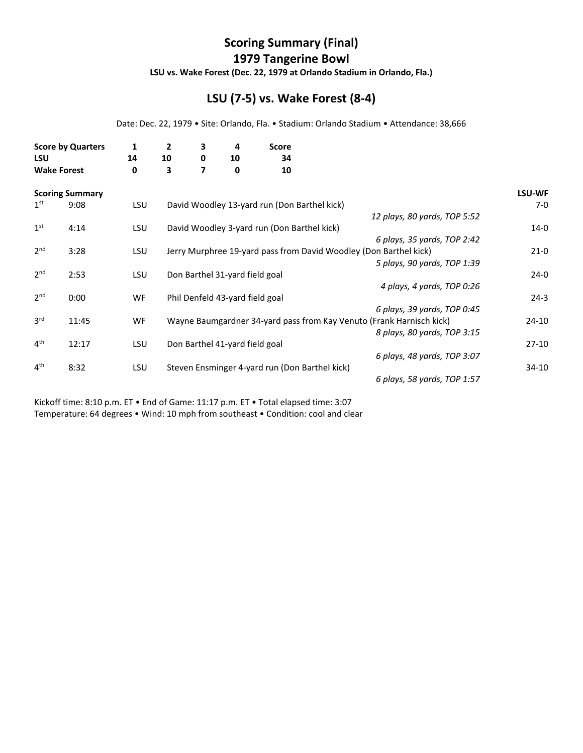# Scoring Summary (Final)
# 1979 Tangerine Bowl

**LSU vs. Wake Forest (Dec. 22, 1979 at Orlando Stadium in Orlando, Fla.)**

## LSU (7-5) vs. Wake Forest (8-4)

Date: Dec. 22, 1979 • Site: Orlando, Fla. • Stadium: Orlando Stadium • Attendance: 38,666

| Score by Quarters | 1 | 2 | 3 | 4 | Score |
|---|---|---|---|---|---|
| LSU | 14 | 10 | 0 | 10 | 34 |
| Wake Forest | 0 | 3 | 7 | 0 | 10 |

| Scoring Summary | | | | LSU-WF |
|---|---|---|---|---|
| 1st | 9:08 | LSU | David Woodley 13-yard run (Don Barthel kick)<br>*12 plays, 80 yards, TOP 5:52* | 7-0 |
| 1st | 4:14 | LSU | David Woodley 3-yard run (Don Barthel kick)<br>*6 plays, 35 yards, TOP 2:42* | 14-0 |
| 2nd | 3:28 | LSU | Jerry Murphree 19-yard pass from David Woodley (Don Barthel kick)<br>*5 plays, 90 yards, TOP 1:39* | 21-0 |
| 2nd | 2:53 | LSU | Don Barthel 31-yard field goal<br>*4 plays, 4 yards, TOP 0:26* | 24-0 |
| 2nd | 0:00 | WF | Phil Denfeld 43-yard field goal<br>*6 plays, 39 yards, TOP 0:45* | 24-3 |
| 3rd | 11:45 | WF | Wayne Baumgardner 34-yard pass from Kay Venuto (Frank Harnisch kick)<br>*8 plays, 80 yards, TOP 3:15* | 24-10 |
| 4th | 12:17 | LSU | Don Barthel 41-yard field goal<br>*6 plays, 48 yards, TOP 3:07* | 27-10 |
| 4th | 8:32 | LSU | Steven Ensminger 4-yard run (Don Barthel kick)<br>*6 plays, 58 yards, TOP 1:57* | 34-10 |

Kickoff time: 8:10 p.m. ET • End of Game: 11:17 p.m. ET • Total elapsed time: 3:07
Temperature: 64 degrees • Wind: 10 mph from southeast • Condition: cool and clear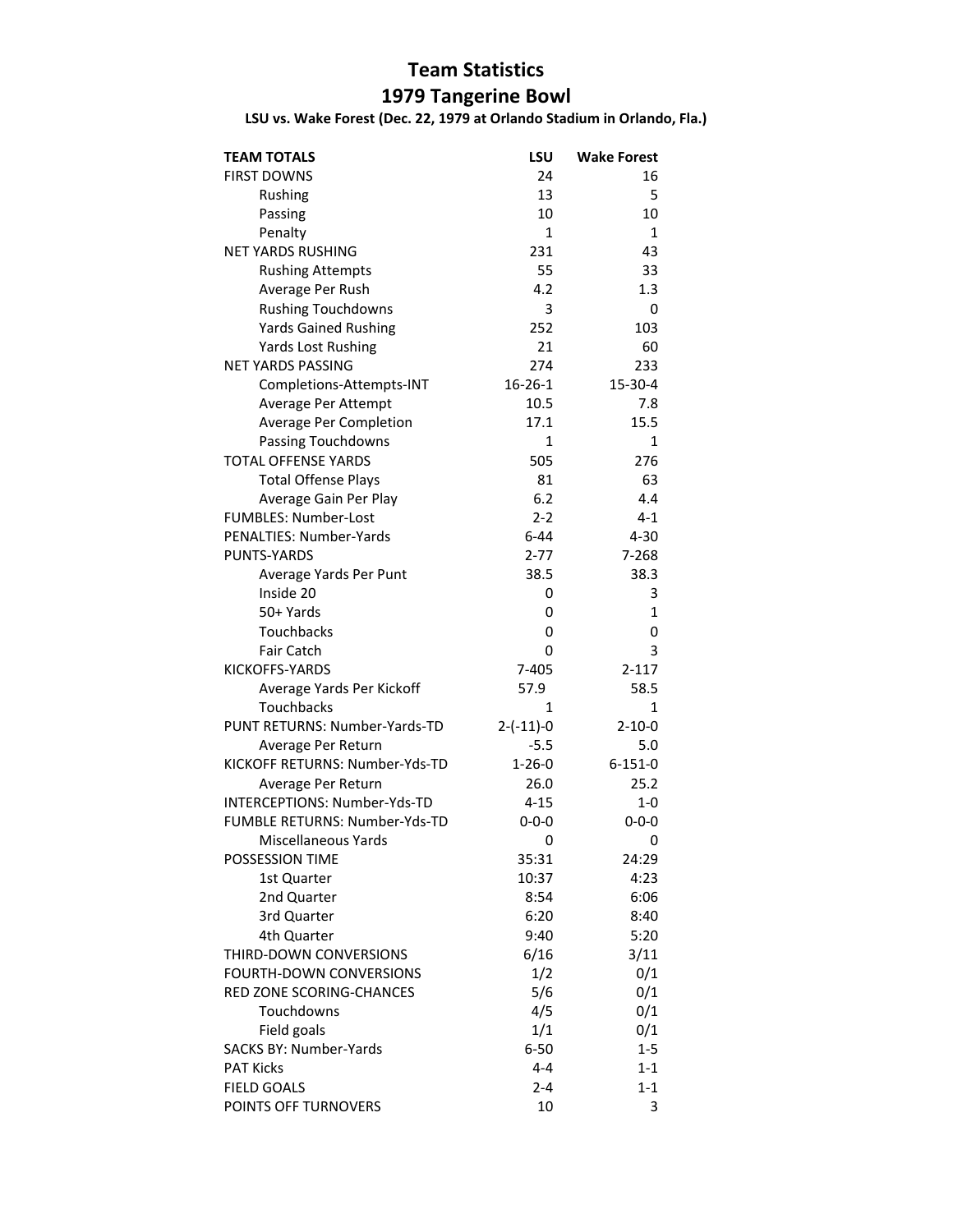# Team Statistics

## 1979 Tangerine Bowl

**LSU vs. Wake Forest (Dec. 22, 1979 at Orlando Stadium in Orlando, Fla.)**

| TEAM TOTALS | LSU | Wake Forest |
|---|---|---|
| FIRST DOWNS | 24 | 16 |
| Rushing | 13 | 5 |
| Passing | 10 | 10 |
| Penalty | 1 | 1 |
| NET YARDS RUSHING | 231 | 43 |
| Rushing Attempts | 55 | 33 |
| Average Per Rush | 4.2 | 1.3 |
| Rushing Touchdowns | 3 | 0 |
| Yards Gained Rushing | 252 | 103 |
| Yards Lost Rushing | 21 | 60 |
| NET YARDS PASSING | 274 | 233 |
| Completions-Attempts-INT | 16-26-1 | 15-30-4 |
| Average Per Attempt | 10.5 | 7.8 |
| Average Per Completion | 17.1 | 15.5 |
| Passing Touchdowns | 1 | 1 |
| TOTAL OFFENSE YARDS | 505 | 276 |
| Total Offense Plays | 81 | 63 |
| Average Gain Per Play | 6.2 | 4.4 |
| FUMBLES: Number-Lost | 2-2 | 4-1 |
| PENALTIES: Number-Yards | 6-44 | 4-30 |
| PUNTS-YARDS | 2-77 | 7-268 |
| Average Yards Per Punt | 38.5 | 38.3 |
| Inside 20 | 0 | 3 |
| 50+ Yards | 0 | 1 |
| Touchbacks | 0 | 0 |
| Fair Catch | 0 | 3 |
| KICKOFFS-YARDS | 7-405 | 2-117 |
| Average Yards Per Kickoff | 57.9 | 58.5 |
| Touchbacks | 1 | 1 |
| PUNT RETURNS: Number-Yards-TD | 2-(-11)-0 | 2-10-0 |
| Average Per Return | -5.5 | 5.0 |
| KICKOFF RETURNS: Number-Yds-TD | 1-26-0 | 6-151-0 |
| Average Per Return | 26.0 | 25.2 |
| INTERCEPTIONS: Number-Yds-TD | 4-15 | 1-0 |
| FUMBLE RETURNS: Number-Yds-TD | 0-0-0 | 0-0-0 |
| Miscellaneous Yards | 0 | 0 |
| POSSESSION TIME | 35:31 | 24:29 |
| 1st Quarter | 10:37 | 4:23 |
| 2nd Quarter | 8:54 | 6:06 |
| 3rd Quarter | 6:20 | 8:40 |
| 4th Quarter | 9:40 | 5:20 |
| THIRD-DOWN CONVERSIONS | 6/16 | 3/11 |
| FOURTH-DOWN CONVERSIONS | 1/2 | 0/1 |
| RED ZONE SCORING-CHANCES | 5/6 | 0/1 |
| Touchdowns | 4/5 | 0/1 |
| Field goals | 1/1 | 0/1 |
| SACKS BY: Number-Yards | 6-50 | 1-5 |
| PAT Kicks | 4-4 | 1-1 |
| FIELD GOALS | 2-4 | 1-1 |
| POINTS OFF TURNOVERS | 10 | 3 |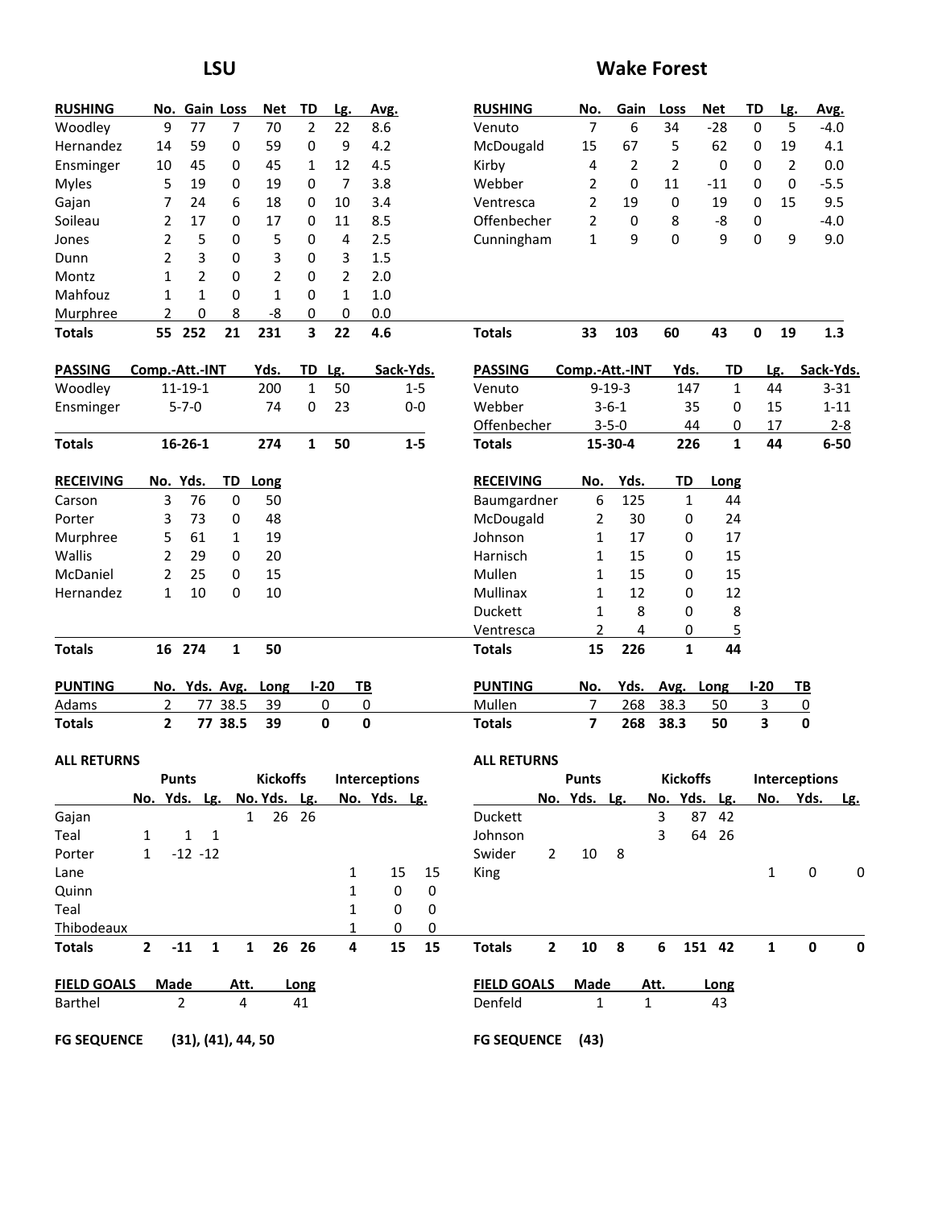## LSU

| RUSHING | No. | Gain | Loss | Net | TD | Lg. | Avg. |
|---|---|---|---|---|---|---|---|
| Woodley | 9 | 77 | 7 | 70 | 2 | 22 | 8.6 |
| Hernandez | 14 | 59 | 0 | 59 | 0 | 9 | 4.2 |
| Ensminger | 10 | 45 | 0 | 45 | 1 | 12 | 4.5 |
| Myles | 5 | 19 | 0 | 19 | 0 | 7 | 3.8 |
| Gajan | 7 | 24 | 6 | 18 | 0 | 10 | 3.4 |
| Soileau | 2 | 17 | 0 | 17 | 0 | 11 | 8.5 |
| Jones | 2 | 5 | 0 | 5 | 0 | 4 | 2.5 |
| Dunn | 2 | 3 | 0 | 3 | 0 | 3 | 1.5 |
| Montz | 1 | 2 | 0 | 2 | 0 | 2 | 2.0 |
| Mahfouz | 1 | 1 | 0 | 1 | 0 | 1 | 1.0 |
| Murphree | 2 | 0 | 8 | -8 | 0 | 0 | 0.0 |
| **Totals** | **55** | **252** | **21** | **231** | **3** | **22** | **4.6** |

| PASSING | Comp.-Att.-INT | Yds. | TD | Lg. | Sack-Yds. |
|---|---|---|---|---|---|
| Woodley | 11-19-1 | 200 | 1 | 50 | 1-5 |
| Ensminger | 5-7-0 | 74 | 0 | 23 | 0-0 |
| **Totals** | **16-26-1** | **274** | **1** | **50** | **1-5** |

| RECEIVING | No. | Yds. | TD | Long |
|---|---|---|---|---|
| Carson | 3 | 76 | 0 | 50 |
| Porter | 3 | 73 | 0 | 48 |
| Murphree | 5 | 61 | 1 | 19 |
| Wallis | 2 | 29 | 0 | 20 |
| McDaniel | 2 | 25 | 0 | 15 |
| Hernandez | 1 | 10 | 0 | 10 |
| **Totals** | **16** | **274** | **1** | **50** |

| PUNTING | No. | Yds. | Avg. | Long | I-20 | TB |
|---|---|---|---|---|---|---|
| Adams | 2 | 77 | 38.5 | 39 | 0 | 0 |
| **Totals** | **2** | **77** | **38.5** | **39** | **0** | **0** |

**ALL RETURNS**

| | Punts | | | Kickoffs | | | Interceptions | | |
|---|---|---|---|---|---|---|---|---|---|
| | No. | Yds. | Lg. | No. | Yds. | Lg. | No. | Yds. | Lg. |
| Gajan | | | | 1 | 26 | 26 | | | |
| Teal | 1 | 1 | 1 | | | | | | |
| Porter | 1 | -12 | -12 | | | | | | |
| Lane | | | | | | | 1 | 15 | 15 |
| Quinn | | | | | | | 1 | 0 | 0 |
| Teal | | | | | | | 1 | 0 | 0 |
| Thibodeaux | | | | | | | 1 | 0 | 0 |
| **Totals** | **2** | **-11** | **1** | **1** | **26** | **26** | **4** | **15** | **15** |

| FIELD GOALS | Made | Att. | Long |
|---|---|---|---|
| Barthel | 2 | 4 | 41 |

**FG SEQUENCE** (31), (41), 44, 50

## Wake Forest

| RUSHING | No. | Gain | Loss | Net | TD | Lg. | Avg. |
|---|---|---|---|---|---|---|---|
| Venuto | 7 | 6 | 34 | -28 | 0 | 5 | -4.0 |
| McDougald | 15 | 67 | 5 | 62 | 0 | 19 | 4.1 |
| Kirby | 4 | 2 | 2 | 0 | 0 | 2 | 0.0 |
| Webber | 2 | 0 | 11 | -11 | 0 | 0 | -5.5 |
| Ventresca | 2 | 19 | 0 | 19 | 0 | 15 | 9.5 |
| Offenbecher | 2 | 0 | 8 | -8 | 0 | | -4.0 |
| Cunningham | 1 | 9 | 0 | 9 | 0 | 9 | 9.0 |
| **Totals** | **33** | **103** | **60** | **43** | **0** | **19** | **1.3** |

| PASSING | Comp.-Att.-INT | Yds. | TD | Lg. | Sack-Yds. |
|---|---|---|---|---|---|
| Venuto | 9-19-3 | 147 | 1 | 44 | 3-31 |
| Webber | 3-6-1 | 35 | 0 | 15 | 1-11 |
| Offenbecher | 3-5-0 | 44 | 0 | 17 | 2-8 |
| **Totals** | **15-30-4** | **226** | **1** | **44** | **6-50** |

| RECEIVING | No. | Yds. | TD | Long |
|---|---|---|---|---|
| Baumgardner | 6 | 125 | 1 | 44 |
| McDougald | 2 | 30 | 0 | 24 |
| Johnson | 1 | 17 | 0 | 17 |
| Harnisch | 1 | 15 | 0 | 15 |
| Mullen | 1 | 15 | 0 | 15 |
| Mullinax | 1 | 12 | 0 | 12 |
| Duckett | 1 | 8 | 0 | 8 |
| Ventresca | 2 | 4 | 0 | 5 |
| **Totals** | **15** | **226** | **1** | **44** |

| PUNTING | No. | Yds. | Avg. | Long | I-20 | TB |
|---|---|---|---|---|---|---|
| Mullen | 7 | 268 | 38.3 | 50 | 3 | 0 |
| **Totals** | **7** | **268** | **38.3** | **50** | **3** | **0** |

**ALL RETURNS**

| | Punts | | | Kickoffs | | | Interceptions | | |
|---|---|---|---|---|---|---|---|---|---|
| | No. | Yds. | Lg. | No. | Yds. | Lg. | No. | Yds. | Lg. |
| Duckett | | | | 3 | 87 | 42 | | | |
| Johnson | | | | 3 | 64 | 26 | | | |
| Swider | 2 | 10 | 8 | | | | | | |
| King | | | | | | | 1 | 0 | 0 |
| **Totals** | **2** | **10** | **8** | **6** | **151** | **42** | **1** | **0** | **0** |

| FIELD GOALS | Made | Att. | Long |
|---|---|---|---|
| Denfeld | 1 | 1 | 43 |

**FG SEQUENCE** (43)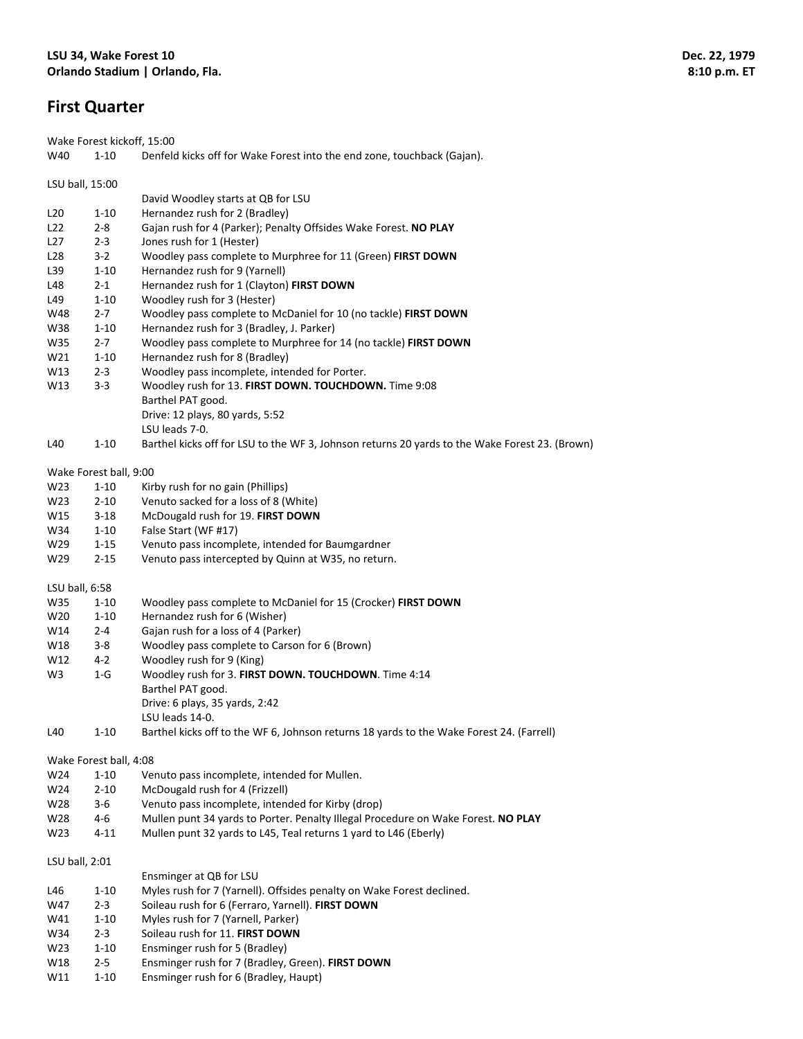**LSU 34, Wake Forest 10**
**Orlando Stadium | Orlando, Fla.**

**Dec. 22, 1979**
**8:10 p.m. ET**

## First Quarter

Wake Forest kickoff, 15:00

| | | |
|---|---|---|
| W40 | 1-10 | Denfeld kicks off for Wake Forest into the end zone, touchback (Gajan). |

LSU ball, 15:00

| | | |
|---|---|---|
| | | David Woodley starts at QB for LSU |
| L20 | 1-10 | Hernandez rush for 2 (Bradley) |
| L22 | 2-8 | Gajan rush for 4 (Parker); Penalty Offsides Wake Forest. **NO PLAY** |
| L27 | 2-3 | Jones rush for 1 (Hester) |
| L28 | 3-2 | Woodley pass complete to Murphree for 11 (Green) **FIRST DOWN** |
| L39 | 1-10 | Hernandez rush for 9 (Yarnell) |
| L48 | 2-1 | Hernandez rush for 1 (Clayton) **FIRST DOWN** |
| L49 | 1-10 | Woodley rush for 3 (Hester) |
| W48 | 2-7 | Woodley pass complete to McDaniel for 10 (no tackle) **FIRST DOWN** |
| W38 | 1-10 | Hernandez rush for 3 (Bradley, J. Parker) |
| W35 | 2-7 | Woodley pass complete to Murphree for 14 (no tackle) **FIRST DOWN** |
| W21 | 1-10 | Hernandez rush for 8 (Bradley) |
| W13 | 2-3 | Woodley pass incomplete, intended for Porter. |
| W13 | 3-3 | Woodley rush for 13. **FIRST DOWN. TOUCHDOWN.** Time 9:08 |
| | | Barthel PAT good. |
| | | Drive: 12 plays, 80 yards, 5:52 |
| | | LSU leads 7-0. |
| L40 | 1-10 | Barthel kicks off for LSU to the WF 3, Johnson returns 20 yards to the Wake Forest 23. (Brown) |

Wake Forest ball, 9:00

| | | |
|---|---|---|
| W23 | 1-10 | Kirby rush for no gain (Phillips) |
| W23 | 2-10 | Venuto sacked for a loss of 8 (White) |
| W15 | 3-18 | McDougald rush for 19. **FIRST DOWN** |
| W34 | 1-10 | False Start (WF #17) |
| W29 | 1-15 | Venuto pass incomplete, intended for Baumgardner |
| W29 | 2-15 | Venuto pass intercepted by Quinn at W35, no return. |

LSU ball, 6:58

| | | |
|---|---|---|
| W35 | 1-10 | Woodley pass complete to McDaniel for 15 (Crocker) **FIRST DOWN** |
| W20 | 1-10 | Hernandez rush for 6 (Wisher) |
| W14 | 2-4 | Gajan rush for a loss of 4 (Parker) |
| W18 | 3-8 | Woodley pass complete to Carson for 6 (Brown) |
| W12 | 4-2 | Woodley rush for 9 (King) |
| W3 | 1-G | Woodley rush for 3. **FIRST DOWN. TOUCHDOWN**. Time 4:14 |
| | | Barthel PAT good. |
| | | Drive: 6 plays, 35 yards, 2:42 |
| | | LSU leads 14-0. |
| L40 | 1-10 | Barthel kicks off to the WF 6, Johnson returns 18 yards to the Wake Forest 24. (Farrell) |

Wake Forest ball, 4:08

| | | |
|---|---|---|
| W24 | 1-10 | Venuto pass incomplete, intended for Mullen. |
| W24 | 2-10 | McDougald rush for 4 (Frizzell) |
| W28 | 3-6 | Venuto pass incomplete, intended for Kirby (drop) |
| W28 | 4-6 | Mullen punt 34 yards to Porter. Penalty Illegal Procedure on Wake Forest. **NO PLAY** |
| W23 | 4-11 | Mullen punt 32 yards to L45, Teal returns 1 yard to L46 (Eberly) |

LSU ball, 2:01

| | | |
|---|---|---|
| | | Ensminger at QB for LSU |
| L46 | 1-10 | Myles rush for 7 (Yarnell). Offsides penalty on Wake Forest declined. |
| W47 | 2-3 | Soileau rush for 6 (Ferraro, Yarnell). **FIRST DOWN** |
| W41 | 1-10 | Myles rush for 7 (Yarnell, Parker) |
| W34 | 2-3 | Soileau rush for 11. **FIRST DOWN** |
| W23 | 1-10 | Ensminger rush for 5 (Bradley) |
| W18 | 2-5 | Ensminger rush for 7 (Bradley, Green). **FIRST DOWN** |
| W11 | 1-10 | Ensminger rush for 6 (Bradley, Haupt) |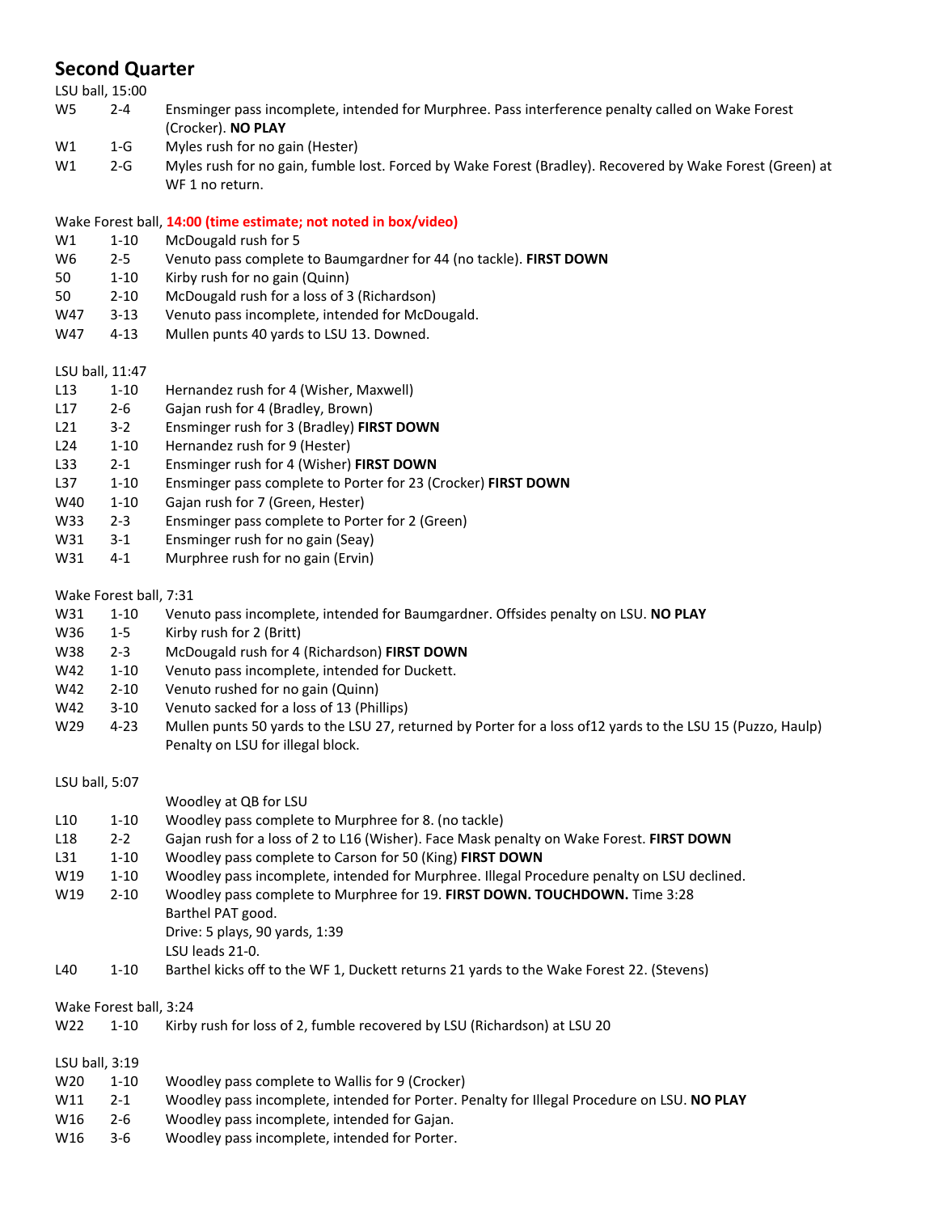## Second Quarter

LSU ball, 15:00

| | | |
|---|---|---|
| W5 | 2-4 | Ensminger pass incomplete, intended for Murphree. Pass interference penalty called on Wake Forest (Crocker). **NO PLAY** |
| W1 | 1-G | Myles rush for no gain (Hester) |
| W1 | 2-G | Myles rush for no gain, fumble lost. Forced by Wake Forest (Bradley). Recovered by Wake Forest (Green) at WF 1 no return. |

Wake Forest ball, **14:00 (time estimate; not noted in box/video)**

| | | |
|---|---|---|
| W1 | 1-10 | McDougald rush for 5 |
| W6 | 2-5 | Venuto pass complete to Baumgardner for 44 (no tackle). **FIRST DOWN** |
| 50 | 1-10 | Kirby rush for no gain (Quinn) |
| 50 | 2-10 | McDougald rush for a loss of 3 (Richardson) |
| W47 | 3-13 | Venuto pass incomplete, intended for McDougald. |
| W47 | 4-13 | Mullen punts 40 yards to LSU 13. Downed. |

LSU ball, 11:47

| | | |
|---|---|---|
| L13 | 1-10 | Hernandez rush for 4 (Wisher, Maxwell) |
| L17 | 2-6 | Gajan rush for 4 (Bradley, Brown) |
| L21 | 3-2 | Ensminger rush for 3 (Bradley) **FIRST DOWN** |
| L24 | 1-10 | Hernandez rush for 9 (Hester) |
| L33 | 2-1 | Ensminger rush for 4 (Wisher) **FIRST DOWN** |
| L37 | 1-10 | Ensminger pass complete to Porter for 23 (Crocker) **FIRST DOWN** |
| W40 | 1-10 | Gajan rush for 7 (Green, Hester) |
| W33 | 2-3 | Ensminger pass complete to Porter for 2 (Green) |
| W31 | 3-1 | Ensminger rush for no gain (Seay) |
| W31 | 4-1 | Murphree rush for no gain (Ervin) |

Wake Forest ball, 7:31

| | | |
|---|---|---|
| W31 | 1-10 | Venuto pass incomplete, intended for Baumgardner. Offsides penalty on LSU. **NO PLAY** |
| W36 | 1-5 | Kirby rush for 2 (Britt) |
| W38 | 2-3 | McDougald rush for 4 (Richardson) **FIRST DOWN** |
| W42 | 1-10 | Venuto pass incomplete, intended for Duckett. |
| W42 | 2-10 | Venuto rushed for no gain (Quinn) |
| W42 | 3-10 | Venuto sacked for a loss of 13 (Phillips) |
| W29 | 4-23 | Mullen punts 50 yards to the LSU 27, returned by Porter for a loss of12 yards to the LSU 15 (Puzzo, Haulp) Penalty on LSU for illegal block. |

LSU ball, 5:07

| | | |
|---|---|---|
| | | Woodley at QB for LSU |
| L10 | 1-10 | Woodley pass complete to Murphree for 8. (no tackle) |
| L18 | 2-2 | Gajan rush for a loss of 2 to L16 (Wisher). Face Mask penalty on Wake Forest. **FIRST DOWN** |
| L31 | 1-10 | Woodley pass complete to Carson for 50 (King) **FIRST DOWN** |
| W19 | 1-10 | Woodley pass incomplete, intended for Murphree. Illegal Procedure penalty on LSU declined. |
| W19 | 2-10 | Woodley pass complete to Murphree for 19. **FIRST DOWN. TOUCHDOWN.** Time 3:28<br>Barthel PAT good.<br>Drive: 5 plays, 90 yards, 1:39<br>LSU leads 21-0. |
| L40 | 1-10 | Barthel kicks off to the WF 1, Duckett returns 21 yards to the Wake Forest 22. (Stevens) |

Wake Forest ball, 3:24

| | | |
|---|---|---|
| W22 | 1-10 | Kirby rush for loss of 2, fumble recovered by LSU (Richardson) at LSU 20 |

LSU ball, 3:19

| | | |
|---|---|---|
| W20 | 1-10 | Woodley pass complete to Wallis for 9 (Crocker) |
| W11 | 2-1 | Woodley pass incomplete, intended for Porter. Penalty for Illegal Procedure on LSU. **NO PLAY** |
| W16 | 2-6 | Woodley pass incomplete, intended for Gajan. |
| W16 | 3-6 | Woodley pass incomplete, intended for Porter. |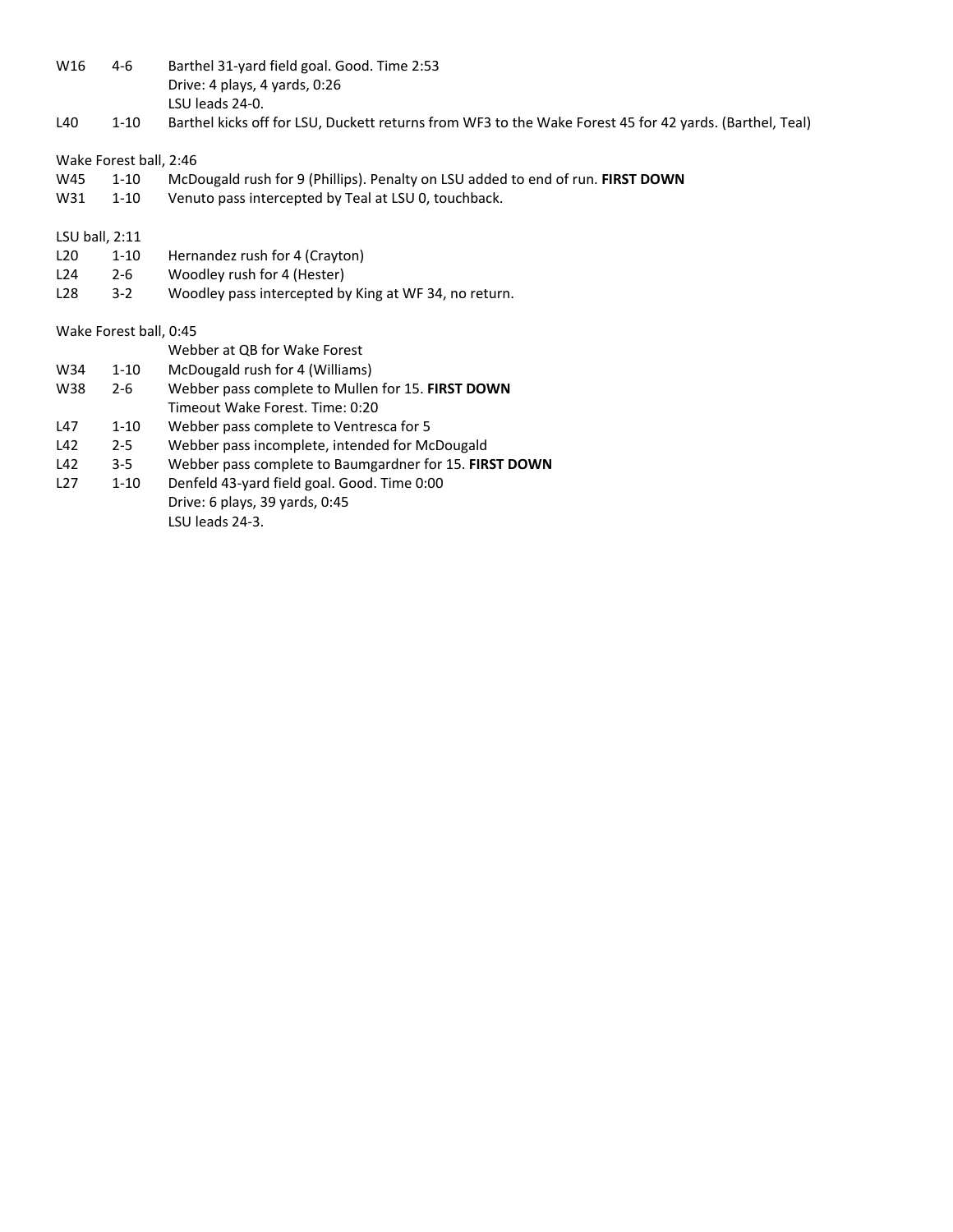| | | |
|---|---|---|
| W16 | 4-6 | Barthel 31-yard field goal. Good. Time 2:53 |
| | | Drive: 4 plays, 4 yards, 0:26 |
| | | LSU leads 24-0. |
| L40 | 1-10 | Barthel kicks off for LSU, Duckett returns from WF3 to the Wake Forest 45 for 42 yards. (Barthel, Teal) |

Wake Forest ball, 2:46

| | | |
|---|---|---|
| W45 | 1-10 | McDougald rush for 9 (Phillips). Penalty on LSU added to end of run. **FIRST DOWN** |
| W31 | 1-10 | Venuto pass intercepted by Teal at LSU 0, touchback. |

LSU ball, 2:11

| | | |
|---|---|---|
| L20 | 1-10 | Hernandez rush for 4 (Crayton) |
| L24 | 2-6 | Woodley rush for 4 (Hester) |
| L28 | 3-2 | Woodley pass intercepted by King at WF 34, no return. |

Wake Forest ball, 0:45

| | | |
|---|---|---|
| | | Webber at QB for Wake Forest |
| W34 | 1-10 | McDougald rush for 4 (Williams) |
| W38 | 2-6 | Webber pass complete to Mullen for 15. **FIRST DOWN** |
| | | Timeout Wake Forest. Time: 0:20 |
| L47 | 1-10 | Webber pass complete to Ventresca for 5 |
| L42 | 2-5 | Webber pass incomplete, intended for McDougald |
| L42 | 3-5 | Webber pass complete to Baumgardner for 15. **FIRST DOWN** |
| L27 | 1-10 | Denfeld 43-yard field goal. Good. Time 0:00 |
| | | Drive: 6 plays, 39 yards, 0:45 |
| | | LSU leads 24-3. |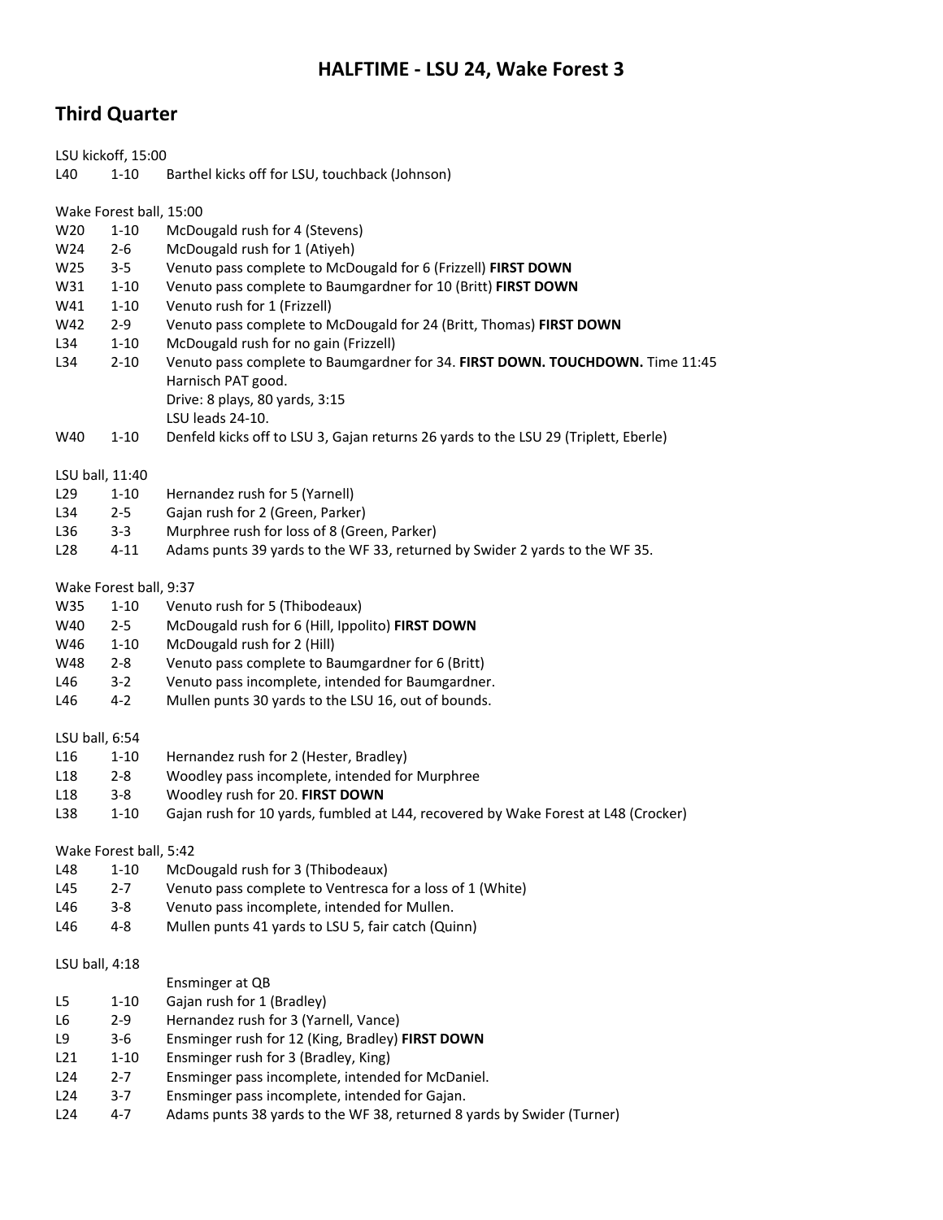## HALFTIME - LSU 24, Wake Forest 3

## Third Quarter

LSU kickoff, 15:00

| | | |
|---|---|---|
| L40 | 1-10 | Barthel kicks off for LSU, touchback (Johnson) |

Wake Forest ball, 15:00

| | | |
|---|---|---|
| W20 | 1-10 | McDougald rush for 4 (Stevens) |
| W24 | 2-6 | McDougald rush for 1 (Atiyeh) |
| W25 | 3-5 | Venuto pass complete to McDougald for 6 (Frizzell) **FIRST DOWN** |
| W31 | 1-10 | Venuto pass complete to Baumgardner for 10 (Britt) **FIRST DOWN** |
| W41 | 1-10 | Venuto rush for 1 (Frizzell) |
| W42 | 2-9 | Venuto pass complete to McDougald for 24 (Britt, Thomas) **FIRST DOWN** |
| L34 | 1-10 | McDougald rush for no gain (Frizzell) |
| L34 | 2-10 | Venuto pass complete to Baumgardner for 34. **FIRST DOWN. TOUCHDOWN.** Time 11:45<br>Harnisch PAT good.<br>Drive: 8 plays, 80 yards, 3:15<br>LSU leads 24-10. |
| W40 | 1-10 | Denfeld kicks off to LSU 3, Gajan returns 26 yards to the LSU 29 (Triplett, Eberle) |

LSU ball, 11:40

| | | |
|---|---|---|
| L29 | 1-10 | Hernandez rush for 5 (Yarnell) |
| L34 | 2-5 | Gajan rush for 2 (Green, Parker) |
| L36 | 3-3 | Murphree rush for loss of 8 (Green, Parker) |
| L28 | 4-11 | Adams punts 39 yards to the WF 33, returned by Swider 2 yards to the WF 35. |

Wake Forest ball, 9:37

| | | |
|---|---|---|
| W35 | 1-10 | Venuto rush for 5 (Thibodeaux) |
| W40 | 2-5 | McDougald rush for 6 (Hill, Ippolito) **FIRST DOWN** |
| W46 | 1-10 | McDougald rush for 2 (Hill) |
| W48 | 2-8 | Venuto pass complete to Baumgardner for 6 (Britt) |
| L46 | 3-2 | Venuto pass incomplete, intended for Baumgardner. |
| L46 | 4-2 | Mullen punts 30 yards to the LSU 16, out of bounds. |

LSU ball, 6:54

| | | |
|---|---|---|
| L16 | 1-10 | Hernandez rush for 2 (Hester, Bradley) |
| L18 | 2-8 | Woodley pass incomplete, intended for Murphree |
| L18 | 3-8 | Woodley rush for 20. **FIRST DOWN** |
| L38 | 1-10 | Gajan rush for 10 yards, fumbled at L44, recovered by Wake Forest at L48 (Crocker) |

Wake Forest ball, 5:42

| | | |
|---|---|---|
| L48 | 1-10 | McDougald rush for 3 (Thibodeaux) |
| L45 | 2-7 | Venuto pass complete to Ventresca for a loss of 1 (White) |
| L46 | 3-8 | Venuto pass incomplete, intended for Mullen. |
| L46 | 4-8 | Mullen punts 41 yards to LSU 5, fair catch (Quinn) |

LSU ball, 4:18

| | | |
|---|---|---|
| | | Ensminger at QB |
| L5 | 1-10 | Gajan rush for 1 (Bradley) |
| L6 | 2-9 | Hernandez rush for 3 (Yarnell, Vance) |
| L9 | 3-6 | Ensminger rush for 12 (King, Bradley) **FIRST DOWN** |
| L21 | 1-10 | Ensminger rush for 3 (Bradley, King) |
| L24 | 2-7 | Ensminger pass incomplete, intended for McDaniel. |
| L24 | 3-7 | Ensminger pass incomplete, intended for Gajan. |
| L24 | 4-7 | Adams punts 38 yards to the WF 38, returned 8 yards by Swider (Turner) |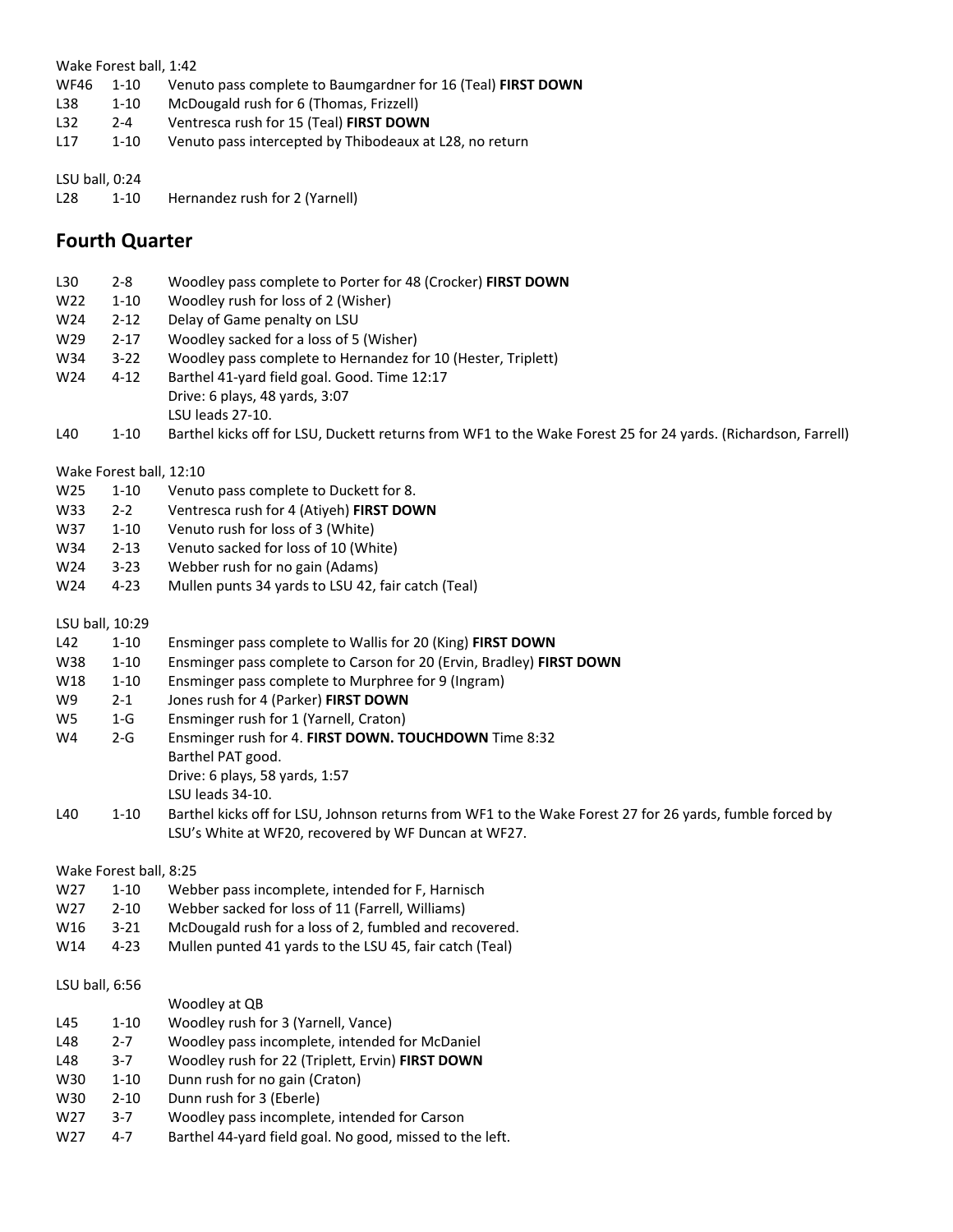Wake Forest ball, 1:42

| | | |
|---|---|---|
| WF46 | 1-10 | Venuto pass complete to Baumgardner for 16 (Teal) **FIRST DOWN** |
| L38 | 1-10 | McDougald rush for 6 (Thomas, Frizzell) |
| L32 | 2-4 | Ventresca rush for 15 (Teal) **FIRST DOWN** |
| L17 | 1-10 | Venuto pass intercepted by Thibodeaux at L28, no return |

LSU ball, 0:24

| | | |
|---|---|---|
| L28 | 1-10 | Hernandez rush for 2 (Yarnell) |

## Fourth Quarter

| | | |
|---|---|---|
| L30 | 2-8 | Woodley pass complete to Porter for 48 (Crocker) **FIRST DOWN** |
| W22 | 1-10 | Woodley rush for loss of 2 (Wisher) |
| W24 | 2-12 | Delay of Game penalty on LSU |
| W29 | 2-17 | Woodley sacked for a loss of 5 (Wisher) |
| W34 | 3-22 | Woodley pass complete to Hernandez for 10 (Hester, Triplett) |
| W24 | 4-12 | Barthel 41-yard field goal. Good. Time 12:17<br>Drive: 6 plays, 48 yards, 3:07<br>LSU leads 27-10. |
| L40 | 1-10 | Barthel kicks off for LSU, Duckett returns from WF1 to the Wake Forest 25 for 24 yards. (Richardson, Farrell) |

Wake Forest ball, 12:10

| | | |
|---|---|---|
| W25 | 1-10 | Venuto pass complete to Duckett for 8. |
| W33 | 2-2 | Ventresca rush for 4 (Atiyeh) **FIRST DOWN** |
| W37 | 1-10 | Venuto rush for loss of 3 (White) |
| W34 | 2-13 | Venuto sacked for loss of 10 (White) |
| W24 | 3-23 | Webber rush for no gain (Adams) |
| W24 | 4-23 | Mullen punts 34 yards to LSU 42, fair catch (Teal) |

LSU ball, 10:29

| | | |
|---|---|---|
| L42 | 1-10 | Ensminger pass complete to Wallis for 20 (King) **FIRST DOWN** |
| W38 | 1-10 | Ensminger pass complete to Carson for 20 (Ervin, Bradley) **FIRST DOWN** |
| W18 | 1-10 | Ensminger pass complete to Murphree for 9 (Ingram) |
| W9 | 2-1 | Jones rush for 4 (Parker) **FIRST DOWN** |
| W5 | 1-G | Ensminger rush for 1 (Yarnell, Craton) |
| W4 | 2-G | Ensminger rush for 4. **FIRST DOWN. TOUCHDOWN** Time 8:32<br>Barthel PAT good.<br>Drive: 6 plays, 58 yards, 1:57<br>LSU leads 34-10. |
| L40 | 1-10 | Barthel kicks off for LSU, Johnson returns from WF1 to the Wake Forest 27 for 26 yards, fumble forced by LSU's White at WF20, recovered by WF Duncan at WF27. |

Wake Forest ball, 8:25

| | | |
|---|---|---|
| W27 | 1-10 | Webber pass incomplete, intended for F, Harnisch |
| W27 | 2-10 | Webber sacked for loss of 11 (Farrell, Williams) |
| W16 | 3-21 | McDougald rush for a loss of 2, fumbled and recovered. |
| W14 | 4-23 | Mullen punted 41 yards to the LSU 45, fair catch (Teal) |

LSU ball, 6:56

| | | |
|---|---|---|
| | | Woodley at QB |
| L45 | 1-10 | Woodley rush for 3 (Yarnell, Vance) |
| L48 | 2-7 | Woodley pass incomplete, intended for McDaniel |
| L48 | 3-7 | Woodley rush for 22 (Triplett, Ervin) **FIRST DOWN** |
| W30 | 1-10 | Dunn rush for no gain (Craton) |
| W30 | 2-10 | Dunn rush for 3 (Eberle) |
| W27 | 3-7 | Woodley pass incomplete, intended for Carson |
| W27 | 4-7 | Barthel 44-yard field goal. No good, missed to the left. |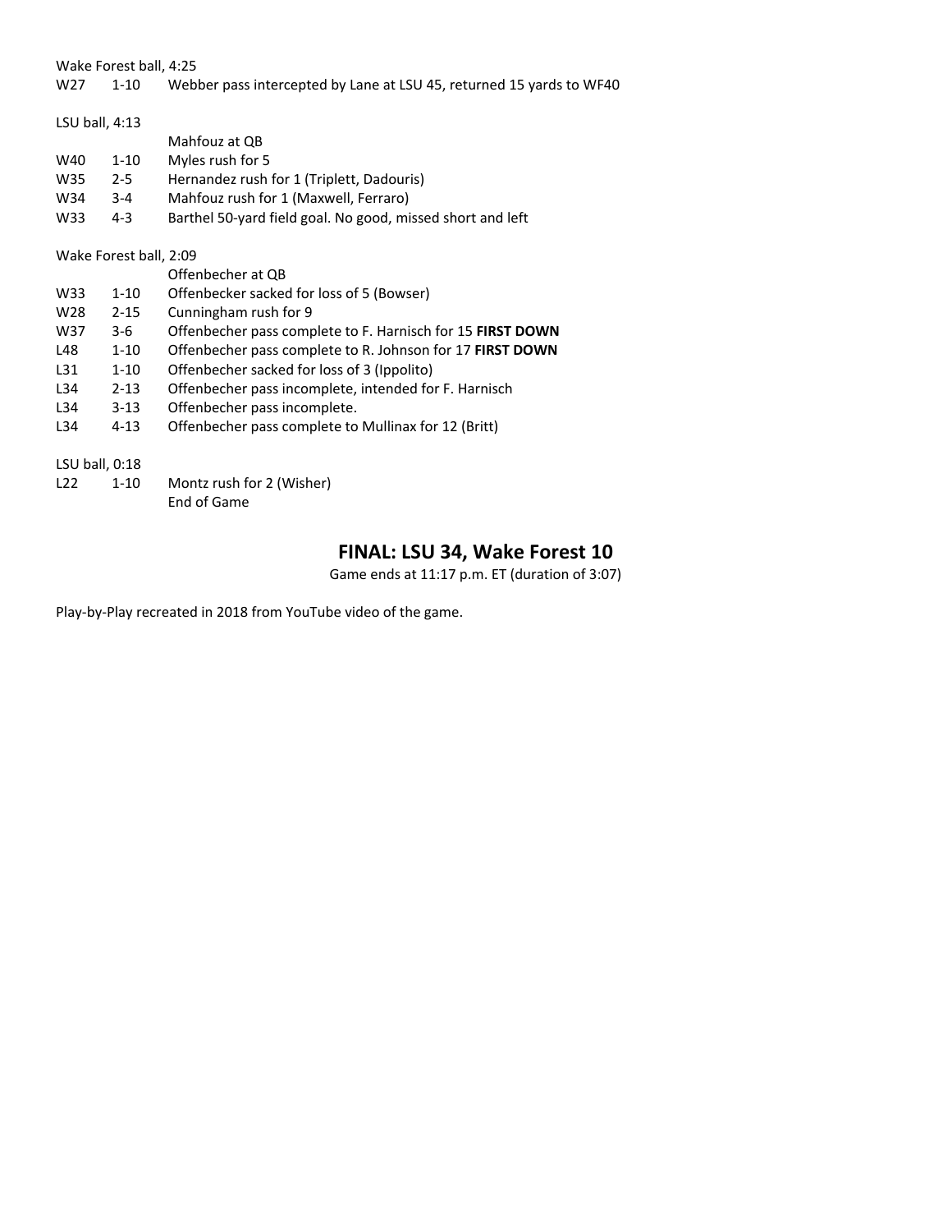Wake Forest ball, 4:25

| | | |
|---|---|---|
| W27 | 1-10 | Webber pass intercepted by Lane at LSU 45, returned 15 yards to WF40 |

LSU ball, 4:13

| | | |
|---|---|---|
| | | Mahfouz at QB |
| W40 | 1-10 | Myles rush for 5 |
| W35 | 2-5 | Hernandez rush for 1 (Triplett, Dadouris) |
| W34 | 3-4 | Mahfouz rush for 1 (Maxwell, Ferraro) |
| W33 | 4-3 | Barthel 50-yard field goal. No good, missed short and left |

Wake Forest ball, 2:09

| | | |
|---|---|---|
| | | Offenbecher at QB |
| W33 | 1-10 | Offenbecker sacked for loss of 5 (Bowser) |
| W28 | 2-15 | Cunningham rush for 9 |
| W37 | 3-6 | Offenbecher pass complete to F. Harnisch for 15 **FIRST DOWN** |
| L48 | 1-10 | Offenbecher pass complete to R. Johnson for 17 **FIRST DOWN** |
| L31 | 1-10 | Offenbecher sacked for loss of 3 (Ippolito) |
| L34 | 2-13 | Offenbecher pass incomplete, intended for F. Harnisch |
| L34 | 3-13 | Offenbecher pass incomplete. |
| L34 | 4-13 | Offenbecher pass complete to Mullinax for 12 (Britt) |

LSU ball, 0:18

| | | |
|---|---|---|
| L22 | 1-10 | Montz rush for 2 (Wisher) |
| | | End of Game |

## FINAL: LSU 34, Wake Forest 10

Game ends at 11:17 p.m. ET (duration of 3:07)

Play-by-Play recreated in 2018 from YouTube video of the game.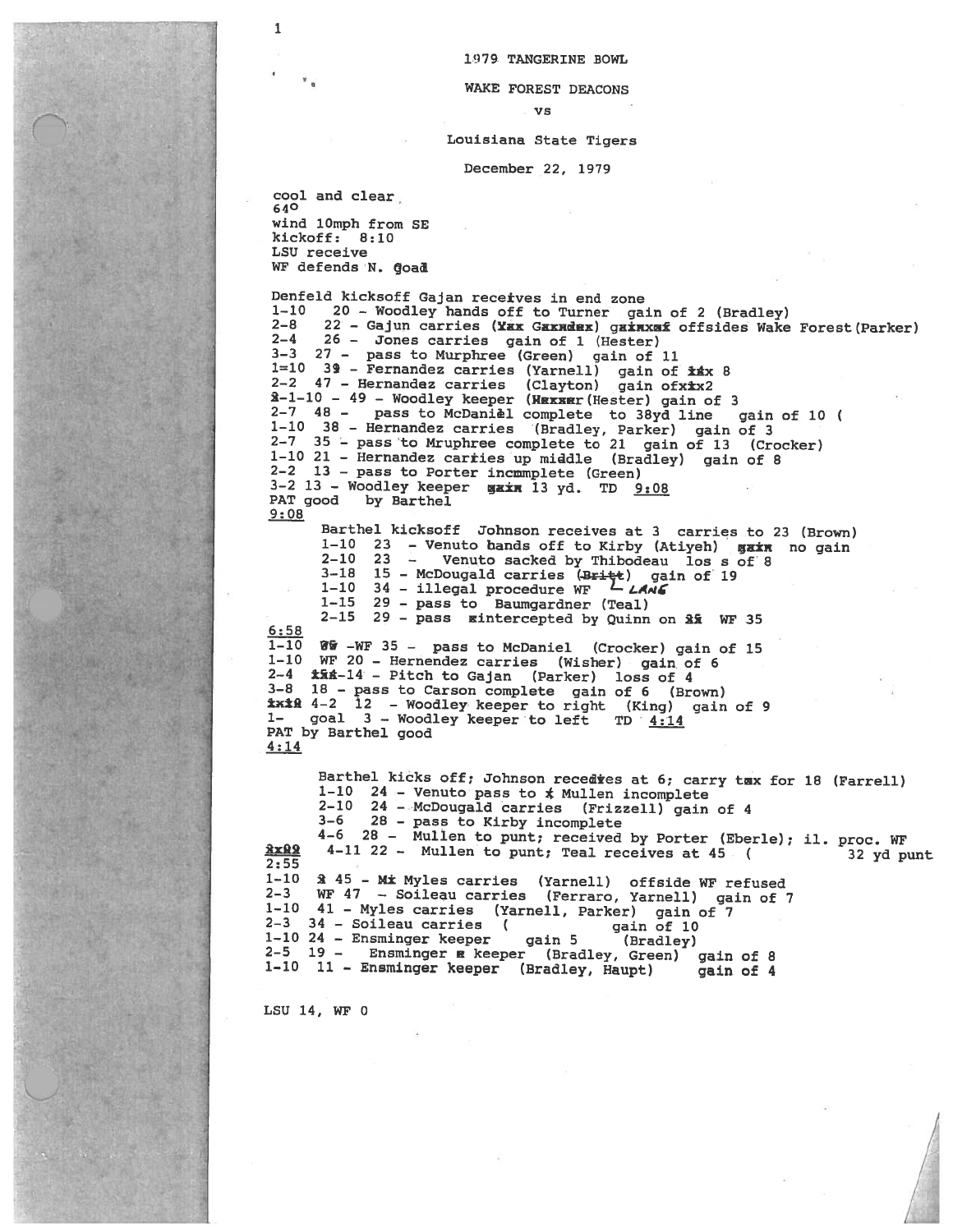1979 TANGERINE BOWL

WAKE FOREST DEACONS

vs

Louisiana State Tigers

December 22, 1979

cool and clear
64°
wind 10mph from SE
kickoff: 8:10
LSU receive
WF defends N. Goal

Denfeld kicksoff Gajan receives in end zone
1-10 20 - Woodley hands off to Turner gain of 2 (Bradley)
2-8 22 - Gajun carries (Yax Gaxndex) gainxof offsides Wake Forest (Parker)
2-4 26 - Jones carries gain of 1 (Hester)
3-3 27 - pass to Murphree (Green) gain of 11
1=10 39 - Fernandez carries (Yarnell) gain of 8
2-2 47 - Hernandez carries (Clayton) gain of 2
1-10 - 49 - Woodley keeper (Hester) gain of 3
2-7 48 - pass to McDaniel complete to 38yd line gain of 10 (
1-10 38 - Hernandez carries (Bradley, Parker) gain of 3
2-7 35 - pass to Mruphree complete to 21 gain of 13 (Crocker)
1-10 21 - Hernandez carries up middle (Bradley) gain of 8
2-2 13 - pass to Porter incomplete (Green)
3-2 13 - Woodley keeper gain 13 yd. TD 9:08
PAT good by Barthel
9:08

Barthel kicksoff Johnson receives at 3 carries to 23 (Brown)
1-10 23 - Venuto hands off to Kirby (Atiyeh) gain no gain
2-10 23 - Venuto sacked by Thibodeau los s of 8
3-18 15 - McDougald carries (~~Britt~~) gain of 19
1-10 34 - illegal procedure WF — LANG
1-15 29 - pass to Baumgardner (Teal)
2-15 29 - pass intercepted by Quinn on WF 35

6:58
1-10 WF 35 - pass to McDaniel (Crocker) gain of 15
1-10 WF 20 - Hernendez carries (Wisher) gain of 6
2-4 14 - Pitch to Gajan (Parker) loss of 4
3-8 18 - pass to Carson complete gain of 6 (Brown)
4-2 12 - Woodley keeper to right (King) gain of 9
1- goal 3 - Woodley keeper to left TD 4:14
PAT by Barthel good
4:14

Barthel kicks off; Johnson receives at 6; carry for 18 (Farrell)
1-10 24 - Venuto pass to Mullen incomplete
2-10 24 - McDougald carries (Frizzell) gain of 4
3-6 28 - pass to Kirby incomplete
4-6 28 - Mullen to punt; received by Porter (Eberle); il. proc. WF
4-11 22 - Mullen to punt; Teal receives at 45 ( 32 yd punt

2:55
1-10 45 - Myles carries (Yarnell) offside WF refused
2-3 WF 47 - Soileau carries (Ferraro, Yarnell) gain of 7
1-10 41 - Myles carries (Yarnell, Parker) gain of 7
2-3 34 - Soileau carries ( gain of 10
1-10 24 - Ensminger keeper gain 5 (Bradley)
2-5 19 - Ensminger keeper (Bradley, Green) gain of 8
1-10 11 - Ensminger keeper (Bradley, Haupt) gain of 4

LSU 14, WF 0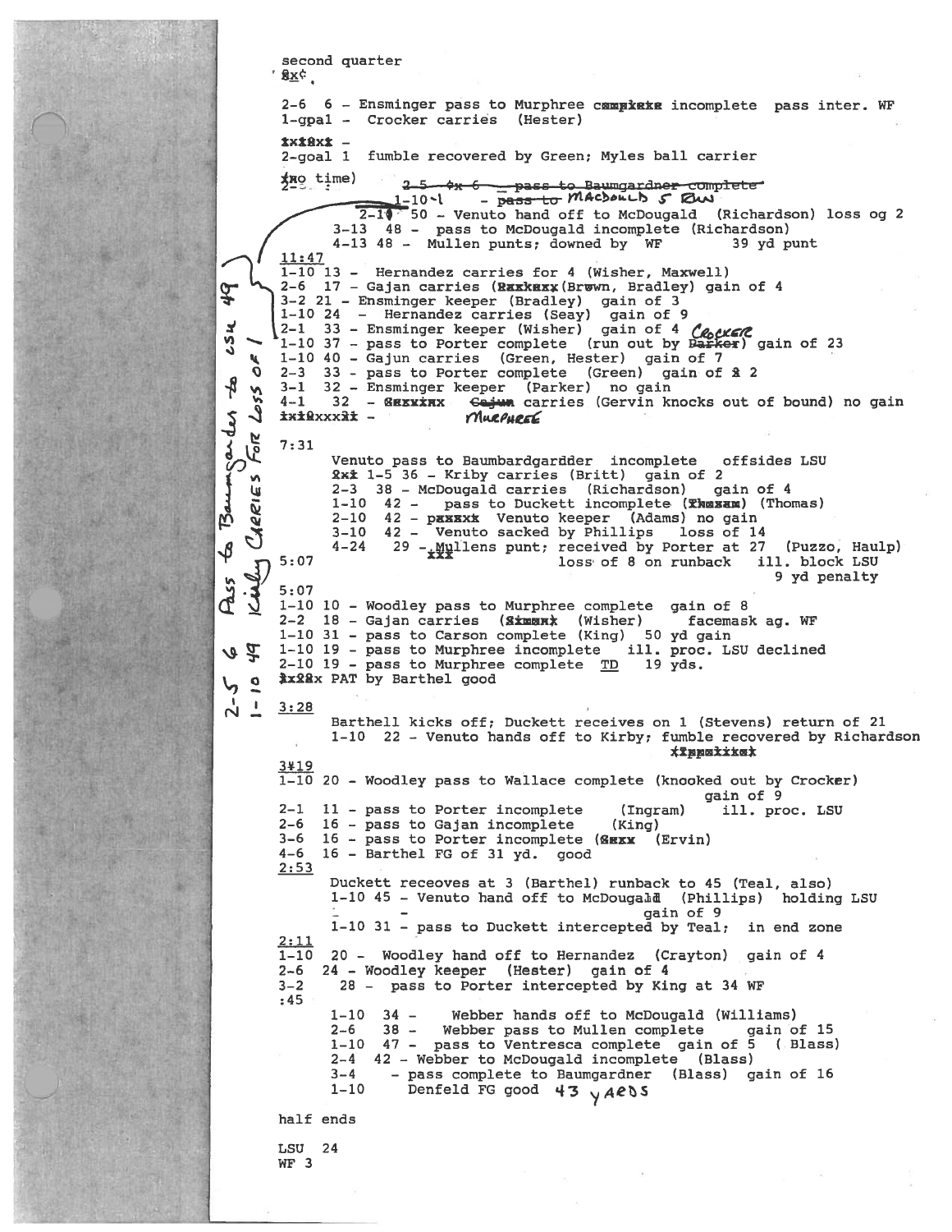second quarter

~~8x¢~~.

2-6 6 - Ensminger pass to Murphree ~~complete~~ incomplete pass inter. WF
1-goal - Crocker carries (Hester)

~~1x1Qx1~~ -
2-goal 1 fumble recovered by Green; Myles ball carrier

~~1~~(no time)

~~2-5 6x 6 - pass to Baumgardner complete~~
1-10-1 - ~~pass to~~ MACDONALD 5 BW
2-10 50 - Venuto hand off to McDougald (Richardson) loss og 2
3-13 48 - pass to McDougald incomplete (Richardson)
4-13 48 - Mullen punts; downed by WF 39 yd punt

*(handwritten in margin: 2-5 6 Pass to Baumgardner to LSU 49 / 1-10 49 Kirby Carries For Loss of 1)*

11:47

1-10 13 - Hernandez carries for 4 (Wisher, Maxwell)
2-6 17 - Gajan carries (~~Bxxkxxx~~(Brown, Bradley) gain of 4
3-2 21 - Ensminger keeper (Bradley) gain of 3
1-10 24 - Hernandez carries (Seay) gain of 9
2-1 33 - Ensminger keeper (Wisher) gain of 4
1-10 37 - pass to Porter complete (run out by ~~Barker~~ CROCKER) gain of 23
1-10 40 - Gajun carries (Green, Hester) gain of 7
2-3 33 - pass to Porter complete (Green) gain of ~~1~~ 2
3-1 32 - Ensminger keeper (Parker) no gain
4-1 32 - ~~Gxxxixx~~ ~~Gajun~~ MURPHREE carries (Gervin knocks out of bound) no gain
~~1x1Qxxx1t~~ -

7:31

Venuto pass to Baumbardgardder incomplete offsides LSU
~~2x1~~ 1-5 36 - Kriby carries (Britt) gain of 2
2-3 38 - McDougald carries (Richardson) gain of 4
1-10 42 - pass to Duckett incomplete (~~Thxxxx~~) (Thomas)
2-10 42 - ~~pxxxxx~~ Venuto keeper (Adams) no gain
3-10 42 - Venuto sacked by Phillips loss of 14
4-24 29 - ~~xxx~~Mullens punt; received by Porter at 27 (Puzzo, Haulp)
loss of 8 on runback ill. block LSU
9 yd penalty

5:07

5:07

1-10 10 - Woodley pass to Murphree complete gain of 8
2-2 18 - Gajan carries (~~Sxxxxx~~ (Wisher) facemask ag. WF
1-10 31 - pass to Carson complete (King) 50 yd gain
1-10 19 - pass to Murphree incomplete ill. proc. LSU declined
2-10 19 - pass to Murphree complete TD 19 yds.
~~1x22x~~ PAT by Barthel good

3:28

Barthell kicks off; Duckett receives on 1 (Stevens) return of 21
1-10 22 - Venuto hands off to Kirby; fumble recovered by Richardson
~~x1xxxxxxx~~

3~~1~~19

1-10 20 - Woodley pass to Wallace complete (knooked out by Crocker)
gain of 9
2-1 11 - pass to Porter incomplete (Ingram) ill. proc. LSU
2-6 16 - pass to Gajan incomplete (King)
3-6 16 - pass to Porter incomplete (~~Gxxx~~ (Ervin)
4-6 16 - Barthel FG of 31 yd. good

2:53

Duckett receoves at 3 (Barthel) runback to 45 (Teal, also)
1-10 45 - Venuto hand off to McDougald (Phillips) holding LSU
gain of 9
1-10 31 - pass to Duckett intercepted by Teal; in end zone

2:11

1-10 20 - Woodley hand off to Hernandez (Crayton) gain of 4
2-6 24 - Woodley keeper (Hester) gain of 4
3-2 28 - pass to Porter intercepted by King at 34 WF

:45

1-10 34 - Webber hands off to McDougald (Williams)
2-6 38 - Webber pass to Mullen complete gain of 15
1-10 47 - pass to Ventresca complete gain of 5 ( Blass)
2-4 42 - Webber to McDougald incomplete (Blass)
3-4 - pass complete to Baumgardner (Blass) gain of 16
1-10 Denfeld FG good 43 YARDS

half ends

LSU 24
WF 3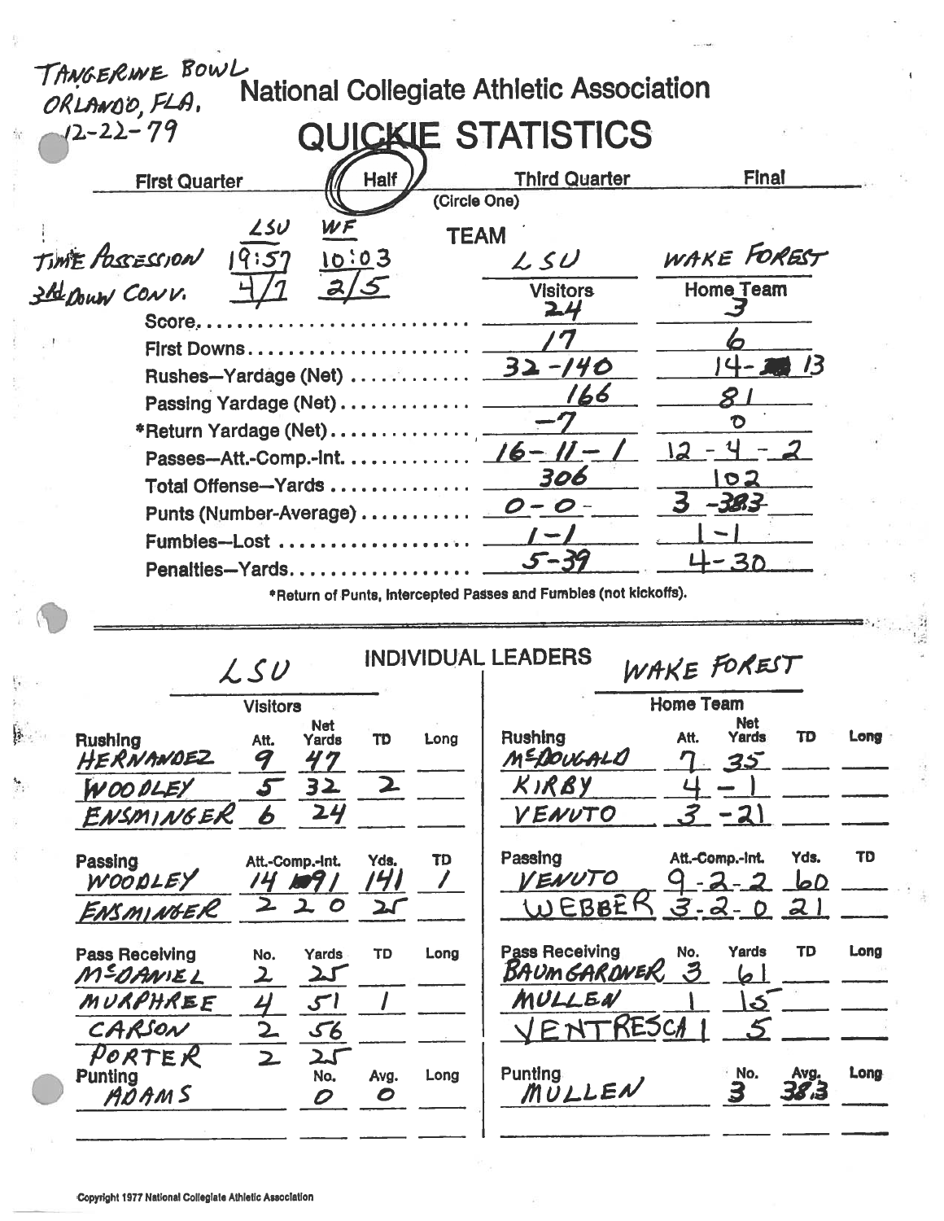TANGERINE BOWL
ORLANDO, FLA.
12-22-79

# National Collegiate Athletic Association

# QUICKIE STATISTICS

First Quarter — **Half** (circled) — Third Quarter — Final
(Circle One)

| | LSU | WF |
|---|---|---|
| TIME POSSESSION | 19:57 | 10:03 |
| 3rd DOWN CONV. | 4/7 | 2/5 |

## TEAM

| | LSU (Visitors) | WAKE FOREST (Home Team) |
|---|---|---|
| Score | 24 | 3 |
| First Downs | 17 | 6 |
| Rushes—Yardage (Net) | 32-140 | 14-13 |
| Passing Yardage (Net) | 166 | 81 |
| *Return Yardage (Net) | -7 | 0 |
| Passes—Att.-Comp.-Int. | 16-11-1 | 12-4-2 |
| Total Offense—Yards | 306 | 102 |
| Punts (Number-Average) | 0-0 | 3-38.3 |
| Fumbles—Lost | 1-1 | 1-1 |
| Penalties—Yards | 5-39 | 4-30 |

*Return of Punts, Intercepted Passes and Fumbles (not kickoffs).

## INDIVIDUAL LEADERS

### LSU (Visitors)

| Rushing | Att. | Net Yards | TD | Long |
|---|---|---|---|---|
| HERNANDEZ | 9 | 47 | | |
| WOODLEY | 5 | 32 | 2 | |
| ENSMINGER | 6 | 24 | | |

| Passing | Att.-Comp.-Int. | Yds. | TD |
|---|---|---|---|
| WOODLEY | 14 9 1 | 141 | 1 |
| ENSMINGER | 2 2 0 | 25 | |

| Pass Receiving | No. | Yards | TD | Long |
|---|---|---|---|---|
| McDANIEL | 2 | 25 | | |
| MURPHREE | 4 | 51 | 1 | |
| CARSON | 2 | 56 | | |
| PORTER | 2 | 25 | | |

| Punting | No. | Avg. | Long |
|---|---|---|---|
| ADAMS | 0 | 0 | |

### WAKE FOREST (Home Team)

| Rushing | Att. | Net Yards | TD | Long |
|---|---|---|---|---|
| McDOUGALD | 7 | 35 | | |
| KIRBY | 4 | -1 | | |
| VENUTO | 3 | -21 | | |

| Passing | Att.-Comp.-Int. | Yds. | TD |
|---|---|---|---|
| VENUTO | 9-2-2 | 60 | |
| WEBBER | 3-2-0 | 21 | |

| Pass Receiving | No. | Yards | TD | Long |
|---|---|---|---|---|
| BAUMGARDNER | 3 | 61 | | |
| MULLEN | 1 | 15 | | |
| VENTRESCA | 1 | 5 | | |

| Punting | No. | Avg. | Long |
|---|---|---|---|
| MULLEN | 3 | 38.3 | |

Copyright 1977 National Collegiate Athletic Association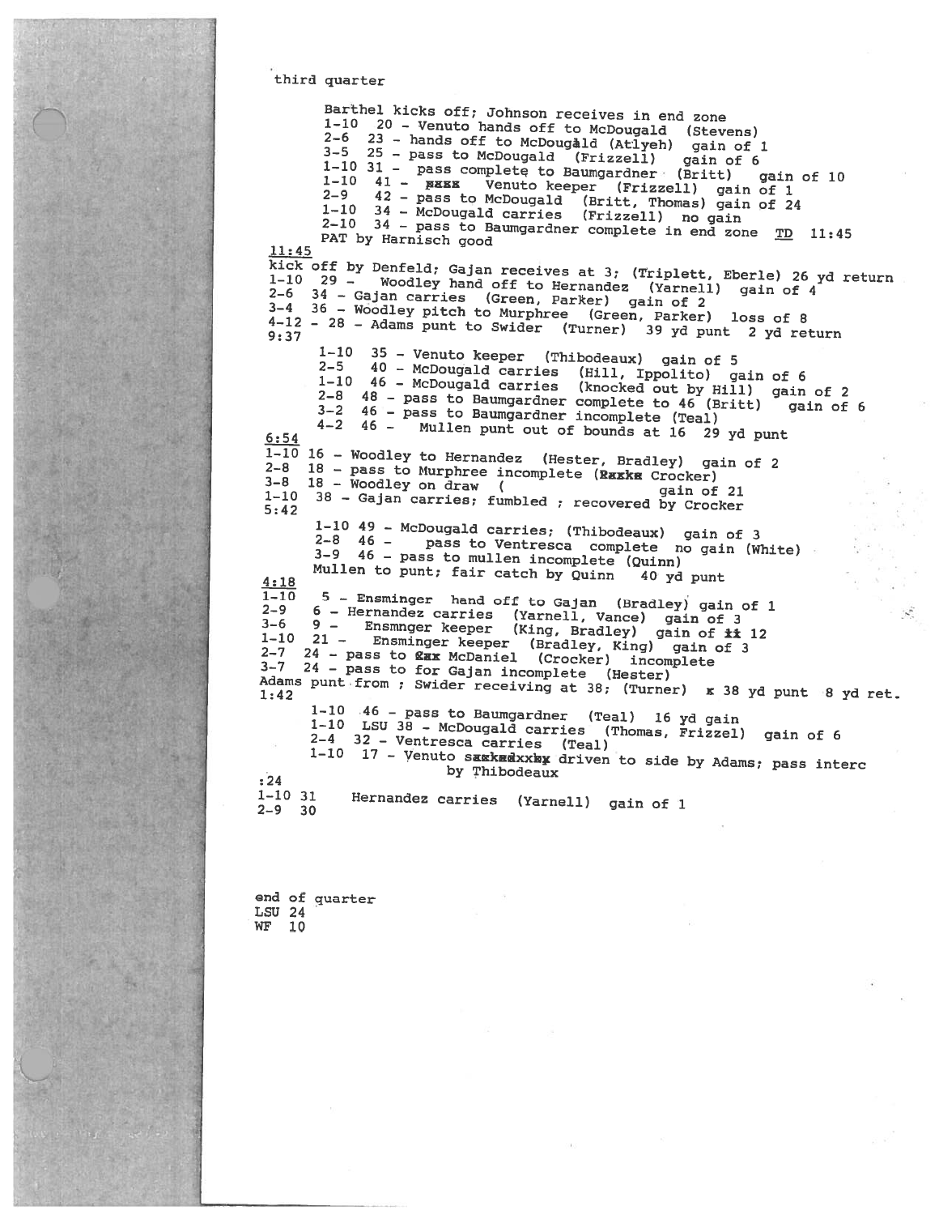third quarter

Barthel kicks off; Johnson receives in end zone
1-10 20 - Venuto hands off to McDougald (Stevens)
2-6 23 - hands off to McDougald (Atiyeh) gain of 1
3-5 25 - pass to McDougald (Frizzell) gain of 6
1-10 31 - pass complete to Baumgardner (Britt) gain of 10
1-10 41 - ~~pass~~ Venuto keeper (Frizzell) gain of 1
2-9 42 - pass to McDougald (Britt, Thomas) gain of 24
1-10 34 - McDougald carries (Frizzell) no gain
2-10 34 - pass to Baumgardner complete in end zone <u>TD</u> 11:45
PAT by Harnisch good

<u>11:45</u>
kick off by Denfeld; Gajan receives at 3; (Triplett, Eberle) 26 yd return
1-10 29 - Woodley hand off to Hernandez (Yarnell) gain of 4
2-6 34 - Gajan carries (Green, Parker) gain of 2
3-4 36 - Woodley pitch to Murphree (Green, Parker) loss of 8
4-12 - 28 - Adams punt to Swider (Turner) 39 yd punt 2 yd return
9:37

1-10 35 - Venuto keeper (Thibodeaux) gain of 5
2-5 40 - McDougald carries (Hill, Ippolito) gain of 6
1-10 46 - McDougald carries (knocked out by Hill) gain of 2
2-8 48 - pass to Baumgardner complete to 46 (Britt) gain of 6
3-2 46 - pass to Baumgardner incomplete (Teal)
4-2 46 - Mullen punt out of bounds at 16 29 yd punt

<u>6:54</u>
1-10 16 - Woodley to Hernandez (Hester, Bradley) gain of 2
2-8 18 - pass to Murphree incomplete (~~Rakka~~ Crocker)
3-8 18 - Woodley on draw ( gain of 21
1-10 38 - Gajan carries; fumbled ; recovered by Crocker
5:42

1-10 49 - McDougald carries; (Thibodeaux) gain of 3
2-8 46 - pass to Ventresca complete no gain (White)
3-9 46 - pass to mullen incomplete (Quinn)
Mullen to punt; fair catch by Quinn 40 yd punt

<u>4:18</u>
1-10 5 - Ensminger hand off to Gajan (Bradley) gain of 1
2-9 6 - Hernandez carries (Yarnell, Vance) gain of 3
3-6 9 - Ensmnger keeper (King, Bradley) gain of ~~11~~ 12
1-10 21 - Ensminger keeper (Bradley, King) gain of 3
2-7 24 - pass to ~~Gax~~ McDaniel (Crocker) incomplete
3-7 24 - pass to for Gajan incomplete (Hester)
Adams punt from ; Swider receiving at 38; (Turner) ~~x~~ 38 yd punt 8 yd ret.
1:42

1-10 46 - pass to Baumgardner (Teal) 16 yd gain
1-10 LSU 38 - McDougald carries (Thomas, Frizzel) gain of 6
2-4 32 - Ventresca carries (Teal)
1-10 17 - Venuto ~~sackedxxby~~ driven to side by Adams; pass interc by Thibodeaux

:24
1-10 31 Hernandez carries (Yarnell) gain of 1
2-9 30

end of quarter
LSU 24
WF 10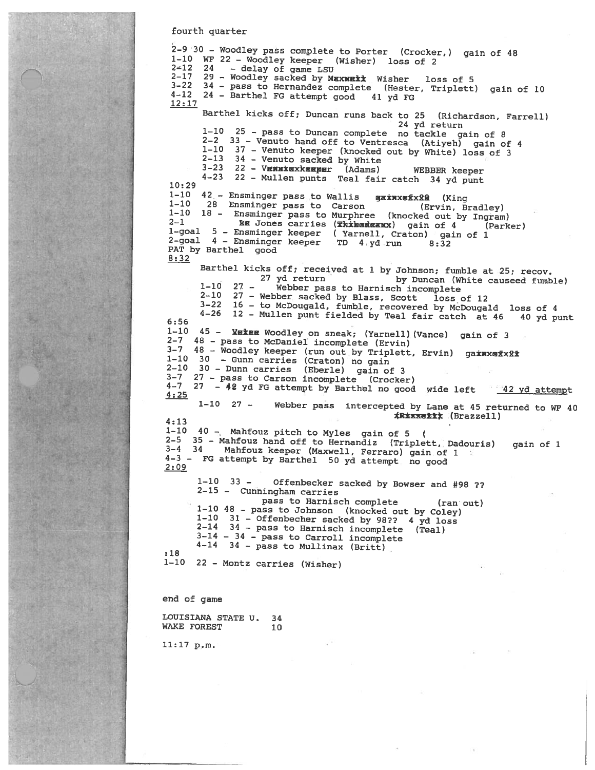fourth quarter

2-9 30 - Woodley pass complete to Porter (Crocker,) gain of 48
1-10 WF 22 - Woodley keeper (Wisher) loss of 2
2=12 24 - delay of game LSU
2-17 29 - Woodley sacked by ~~Maxwell~~ Wisher loss of 5
3-22 34 - pass to Hernandez complete (Hester, Triplett) gain of 10
4-12 24 - Barthel FG attempt good 41 yd FG

12:17

Barthel kicks off; Duncan runs back to 25 (Richardson, Farrell) 24 yd return
1-10 25 - pass to Duncan complete no tackle gain of 8
2-2 33 - Venuto hand off to Ventresca (Atiyeh) gain of 4
1-10 37 - Venuto keeper (knocked out by White) loss of 3
2-13 34 - Venuto sacked by White
3-23 22 - ~~Venuto keeper~~ (Adams) WEBBER keeper
4-23 22 - Mullen punts Teal fair catch 34 yd punt

10:29

1-10 42 - Ensminger pass to Wallis ~~gain of 20~~ (King
1-10 28 Ensminger pass to Carson (Ervin, Bradley)
1-10 18 - Ensminger pass to Murphree (knocked out by Ingram)
2-1 ~~Ks~~ Jones carries (~~Thibodeaux~~) gain of 4 (Parker)
1-goal 5 - Ensminger keeper ( Yarnell, Craton) gain of 1
2-goal 4 - Ensminger keeper TD 4 yd run 8:32
PAT by Barthel good

8:32

Barthel kicks off; received at 1 by Johnson; fumble at 25; recov. 27 yd return by Duncan (White causeed fumble)
1-10 27 - Webber pass to Harnisch incomplete
2-10 27 - Webber sacked by Blass, Scott loss of 12
3-22 16 - to McDougald, fumble, recovered by McDougald loss of 4
4-26 12 - Mullen punt fielded by Teal fair catch at 46 40 yd punt

6:56

1-10 45 - ~~Yates~~ Woodley on sneak; (Yarnell)(Vance) gain of 3
2-7 48 - pass to McDaniel incomplete (Ervin)
3-7 48 - Woodley keeper (run out by Triplett, Ervin) ~~gain of 21~~
1-10 30 - Gunn carries (Craton) no gain
2-10 30 - Dunn carries (Eberle) gain of 3
3-7 27 - pass to Carson incomplete (Crocker)
4-7 27 - 42 yd FG attempt by Barthel no good wide left 42 yd attempt

4:25

1-10 27 - Webber pass intercepted by Lane at 45 returned to WF 40 ~~(Rixxxxx)~~ (Brazzell)

4:13

1-10 40 - Mahfouz pitch to Myles gain of 5 (
2-5 35 - Mahfouz hand off to Hernandiz (Triplett, Dadouris) gain of 1
3-4 34 Mahfouz keeper (Maxwell, Ferraro) gain of 1
4-3 - FG attempt by Barthel 50 yd attempt no good

2:09

1-10 33 - Offenbecker sacked by Bowser and #98 ??
2-15 - Cunningham carries
pass to Harnisch complete (ran out)
1-10 48 - pass to Johnson (knocked out by Coley)
1-10 31 - Offenbecher sacked by 98?? 4 yd loss
2-14 34 - pass to Harnisch incomplete (Teal)
3-14 - 34 - pass to Carroll incomplete
4-14 34 - pass to Mullinax (Britt)

:18

1-10 22 - Montz carries (Wisher)

end of game

LOUISIANA STATE U. 34
WAKE FOREST 10

11:17 p.m.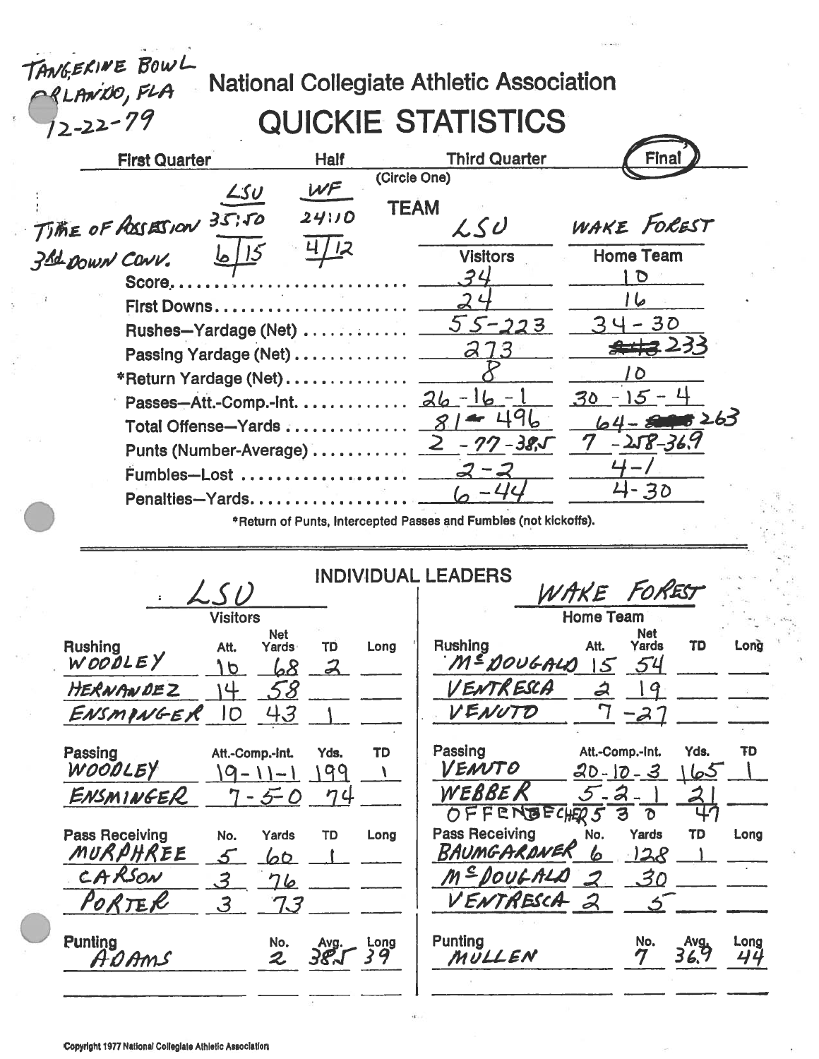TANGERINE BOWL
ORLANDO, FLA
12-22-79

# National Collegiate Athletic Association

## QUICKIE STATISTICS

First Quarter | Half | Third Quarter | **Final** (circled)

(Circle One)

| | LSU | WF |
|---|---|---|
| TIME OF POSSESSION | 35:50 | 24:10 |
| 3RD DOWN CONV. | 6/15 | 4/12 |

| TEAM | LSU (Visitors) | WAKE FOREST (Home Team) |
|---|---|---|
| Score | 34 | 10 |
| First Downs | 24 | 16 |
| Rushes—Yardage (Net) | 55-223 | 34-30 |
| Passing Yardage (Net) | 273 | ~~243~~ 233 |
| *Return Yardage (Net) | 8 | 10 |
| Passes—Att.-Comp.-Int. | 26-16-1 | 30-15-4 |
| Total Offense—Yards | 81-496 | 64-~~273~~ 263 |
| Punts (Number-Average) | 2-77-38.5 | 7-258-36.9 |
| Fumbles—Lost | 2-2 | 4-1 |
| Penalties—Yards | 6-44 | 4-30 |

*Return of Punts, Intercepted Passes and Fumbles (not kickoffs).

## INDIVIDUAL LEADERS

### LSU (Visitors)

| Rushing | Att. | Net Yards | TD | Long |
|---|---|---|---|---|
| WOODLEY | 16 | 68 | 2 | |
| HERNANDEZ | 14 | 58 | | |
| ENSMINGER | 10 | 43 | 1 | |

| Passing | Att.-Comp.-Int. | Yds. | TD |
|---|---|---|---|
| WOODLEY | 19-11-1 | 199 | 1 |
| ENSMINGER | 7-5-0 | 74 | |

| Pass Receiving | No. | Yards | TD | Long |
|---|---|---|---|---|
| MURPHREE | 5 | 60 | 1 | |
| CARSON | 3 | 76 | | |
| PORTER | 3 | 73 | | |

| Punting | No. | Avg. | Long |
|---|---|---|---|
| ADAMS | 2 | 38.5 | 39 |

### WAKE FOREST (Home Team)

| Rushing | Att. | Net Yards | TD | Long |
|---|---|---|---|---|
| McDOUGALD | 15 | 54 | | |
| VENTRESCA | 2 | 19 | | |
| VENUTO | 7 | -27 | | |

| Passing | Att.-Comp.-Int. | Yds. | TD |
|---|---|---|---|
| VENUTO | 20-10-3 | 165 | 1 |
| WEBBER | 5-2-1 | 21 | |
| OFFENBECHER | 5-3-0 | 47 | |

| Pass Receiving | No. | Yards | TD | Long |
|---|---|---|---|---|
| BAUMGARDNER | 6 | 128 | 1 | |
| McDOUGALD | 2 | 30 | | |
| VENTRESCA | 2 | 5 | | |

| Punting | No. | Avg. | Long |
|---|---|---|---|
| MULLEN | 7 | 36.9 | 44 |

Copyright 1977 National Collegiate Athletic Association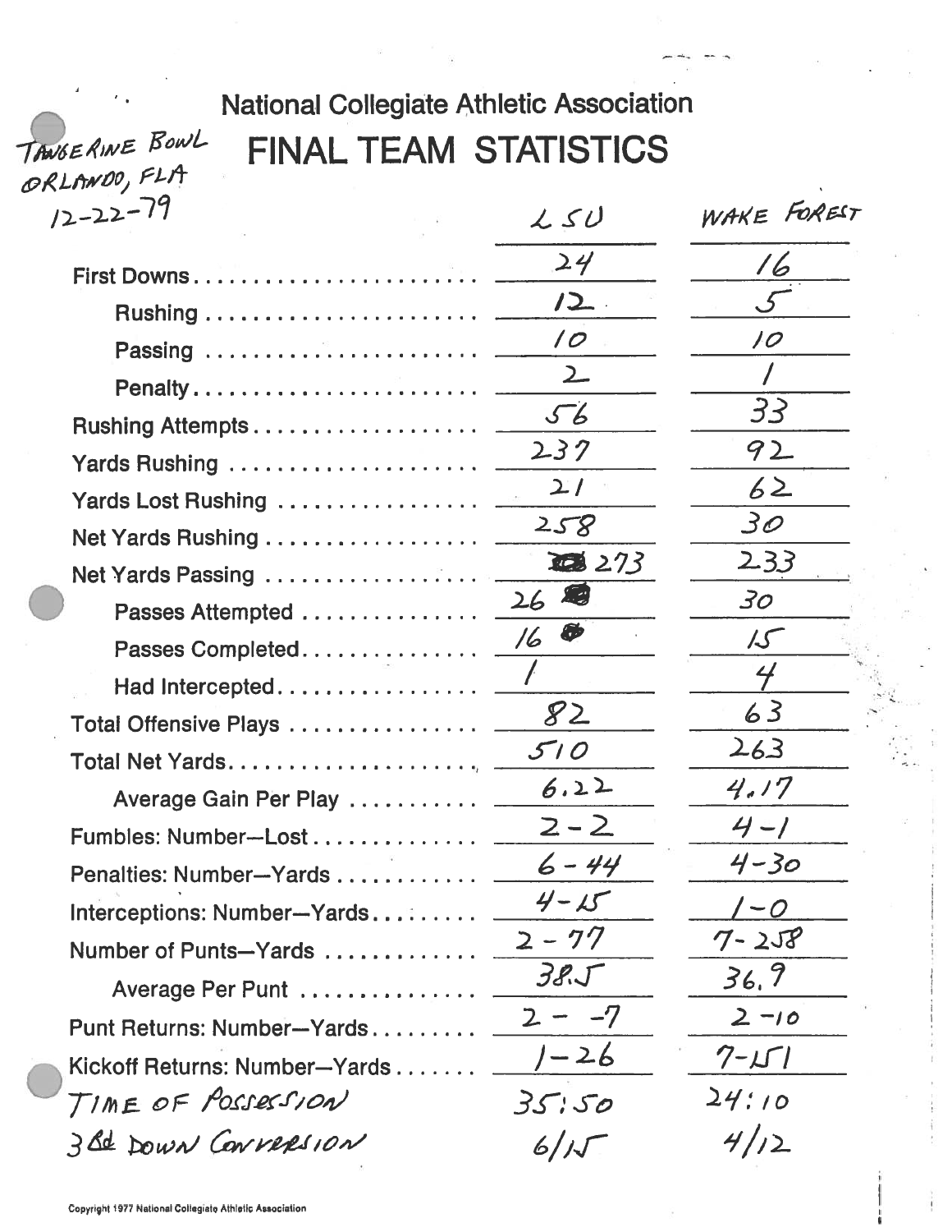TANGERINE BOWL
ORLANDO, FLA
12-22-79

## National Collegiate Athletic Association

# FINAL TEAM STATISTICS

| | LSU | WAKE FOREST |
|---|---|---|
| First Downs | 24 | 16 |
| Rushing | 12 | 5 |
| Passing | 10 | 10 |
| Penalty | 2 | 1 |
| Rushing Attempts | 56 | 33 |
| Yards Rushing | 237 | 92 |
| Yards Lost Rushing | 21 | 62 |
| Net Yards Rushing | 258 | 30 |
| Net Yards Passing | 273 | 233 |
| Passes Attempted | 26 | 30 |
| Passes Completed | 16 | 15 |
| Had Intercepted | 1 | 4 |
| Total Offensive Plays | 82 | 63 |
| Total Net Yards | 510 | 263 |
| Average Gain Per Play | 6.22 | 4.17 |
| Fumbles: Number—Lost | 2-2 | 4-1 |
| Penalties: Number—Yards | 6-44 | 4-30 |
| Interceptions: Number—Yards | 4-15 | 1-0 |
| Number of Punts—Yards | 2-77 | 7-258 |
| Average Per Punt | 38.5 | 36.9 |
| Punt Returns: Number—Yards | 2- -7 | 2-10 |
| Kickoff Returns: Number—Yards | 1-26 | 7-151 |
| TIME OF POSSESSION | 35:50 | 24:10 |
| 3rd DOWN CONVERSION | 6/15 | 4/12 |

Copyright 1977 National Collegiate Athletic Association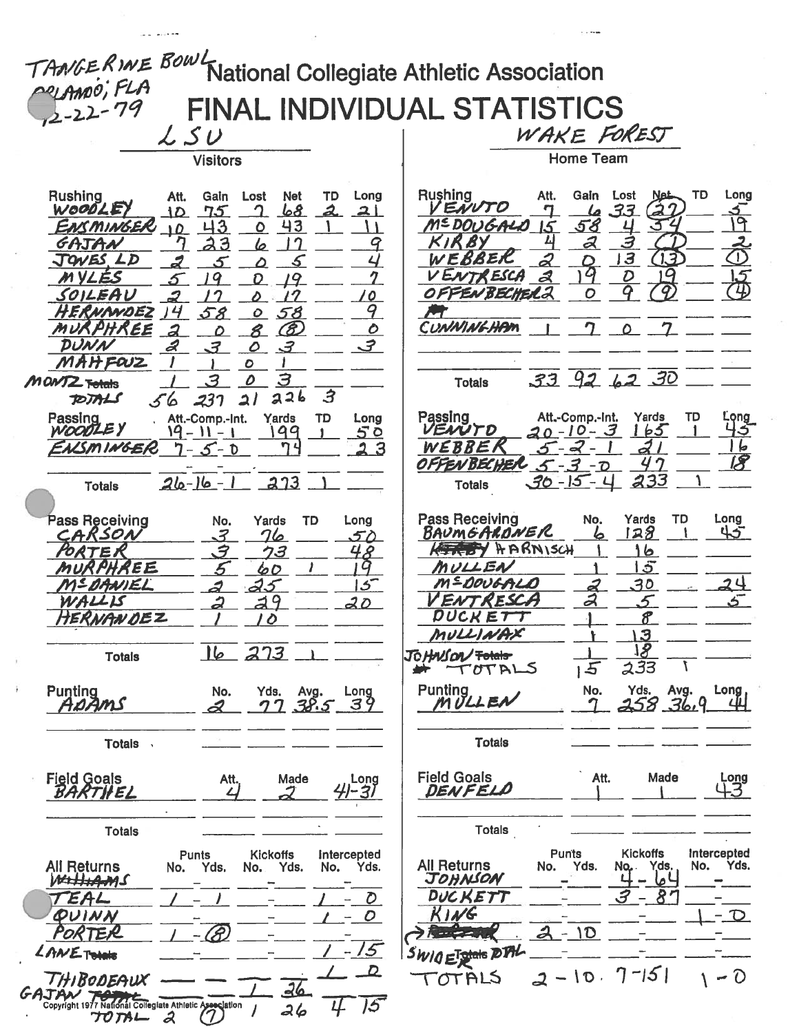TANGERINE BOWL
ORLANDO, FLA
12-22-79

# National Collegiate Athletic Association

# FINAL INDIVIDUAL STATISTICS

## LSU (Visitors)

### Rushing

| Rushing | Att. | Gain | Lost | Net | TD | Long |
|---|---|---|---|---|---|---|
| WOODLEY | 10 | 75 | 7 | 68 | 2 | 21 |
| ENSMINGER | 10 | 43 | 0 | 43 | 1 | 11 |
| GAJAN | 7 | 23 | 6 | 17 | | 9 |
| JONES, LD | 2 | 5 | 0 | 5 | | 4 |
| MYLES | 5 | 19 | 0 | 19 | | 7 |
| SOILEAU | 2 | 17 | 0 | 17 | | 10 |
| HERNANDEZ | 14 | 58 | 0 | 58 | | 9 |
| MURPHREE | 2 | 0 | 8 | (8) | | 0 |
| DUNN | 2 | 3 | 0 | 3 | | 3 |
| MAHFOUZ | 1 | 1 | 0 | 1 | | |
| MONTZ | 1 | 3 | 0 | 3 | | |
| TOTALS | 56 | 237 | 21 | 226 | 3 | |

### Passing

| Passing | Att.-Comp.-Int. | Yards | TD | Long |
|---|---|---|---|---|
| WOODLEY | 19-11-1 | 199 | 1 | 50 |
| ENSMINGER | 7-5-0 | 74 | | 23 |
| Totals | 26-16-1 | 273 | 1 | |

### Pass Receiving

| Pass Receiving | No. | Yards | TD | Long |
|---|---|---|---|---|
| CARSON | 3 | 76 | | 50 |
| PORTER | 3 | 73 | | 48 |
| MURPHREE | 5 | 60 | 1 | 19 |
| McDANIEL | 2 | 25 | | 15 |
| WALLIS | 2 | 29 | | 20 |
| HERNANDEZ | 1 | 10 | | |
| Totals | 16 | 273 | 1 | |

### Punting

| Punting | No. | Yds. | Avg. | Long |
|---|---|---|---|---|
| ADAMS | 2 | 77 | 38.5 | 39 |
| Totals | | | | |

### Field Goals

| Field Goals | Att. | Made | Long |
|---|---|---|---|
| BARTHEL | 4 | 2 | 41-31 |
| Totals | | | |

### All Returns

| All Returns | Punts No. | Punts Yds. | Kickoffs No. | Kickoffs Yds. | Intercepted No. | Intercepted Yds. |
|---|---|---|---|---|---|---|
| ~~WILLIAMS~~ | - | | - | | - | |
| TEAL | 1 | 1 | - | | 1 | 0 |
| QUINN | - | | - | | 1 | 0 |
| PORTER | 1 | (8) | - | | - | |
| LANE | - | | - | | 1 | 15 |
| THIBODEAUX | - | - | - | - | 1 | 0 |
| GAJAN | - | - | 1 | 26 | | |
| TOTAL | 2 | (7) | 1 | 26 | 4 | 15 |

## WAKE FOREST (Home Team)

### Rushing

| Rushing | Att. | Gain | Lost | Net | TD | Long |
|---|---|---|---|---|---|---|
| VENUTO | 7 | 6 | 33 | (27) | | 5 |
| McDOUGALD | 15 | 58 | 4 | 54 | | 19 |
| KIRBY | 4 | 2 | 3 | (1) | | 2 |
| WEBBER | 2 | 0 | 13 | (13) | | (1) |
| VENTRESCA | 2 | 19 | 0 | 19 | | 15 |
| OFFENBECHER | 2 | 0 | 9 | (9) | | (4) |
| CUNNINGHAM | 1 | 7 | 0 | 7 | | |
| Totals | 33 | 92 | 62 | 30 | | |

### Passing

| Passing | Att.-Comp.-Int. | Yards | TD | Long |
|---|---|---|---|---|
| VENUTO | 20-10-3 | 165 | 1 | 45 |
| WEBBER | 5-2-1 | 21 | | 16 |
| OFFENBECHER | 5-3-0 | 47 | | 18 |
| Totals | 30-15-4 | 233 | 1 | |

### Pass Receiving

| Pass Receiving | No. | Yards | TD | Long |
|---|---|---|---|---|
| BAUMGARDNER | 6 | 128 | 1 | 45 |
| ~~KIRBY~~ HARNISCH | 1 | 16 | | |
| MULLEN | 1 | 15 | | |
| McDOUGALD | 2 | 30 | | 24 |
| VENTRESCA | 2 | 5 | | 5 |
| DUCKETT | 1 | 8 | | |
| MULLINAX | 1 | 13 | | |
| JOHNSON | 1 | 18 | | |
| TOTALS | 15 | 233 | 1 | |

### Punting

| Punting | No. | Yds. | Avg. | Long |
|---|---|---|---|---|
| MULLEN | 7 | 258 | 36.9 | 44 |
| Totals | | | | |

### Field Goals

| Field Goals | Att. | Made | Long |
|---|---|---|---|
| DENFELD | 1 | 1 | 43 |
| Totals | | | |

### All Returns

| All Returns | Punts No. | Punts Yds. | Kickoffs No. | Kickoffs Yds. | Intercepted No. | Intercepted Yds. |
|---|---|---|---|---|---|---|
| JOHNSON | - | | 4 | 64 | - | |
| DUCKETT | - | | 3 | 87 | - | |
| KING | - | | - | | 1 | 0 |
| SWIDER | 2 | 10 | - | | - | |
| TOTALS | 2 | 10 | 7 | 151 | 1 | 0 |

Copyright 1977 National Collegiate Athletic Association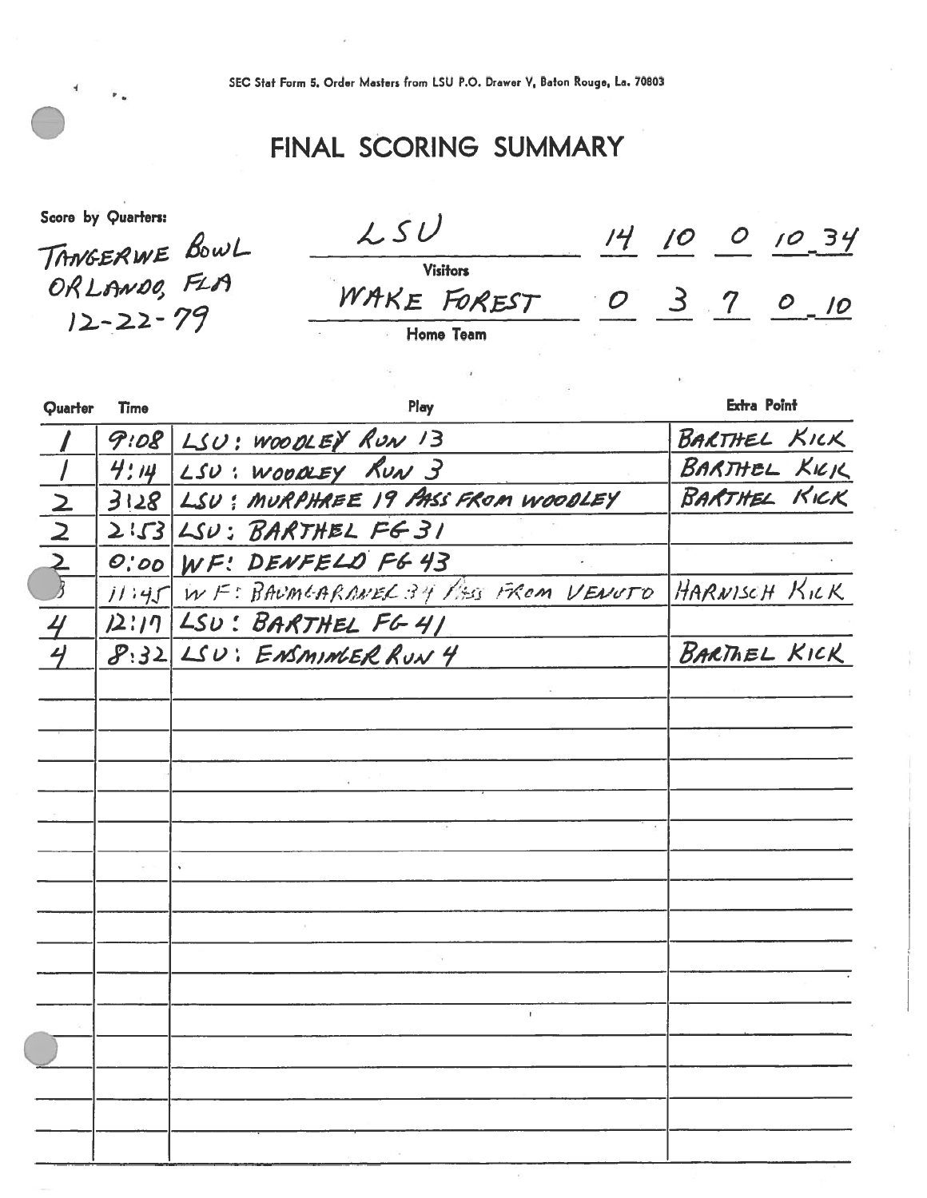SEC Stat Form 5. Order Masters from LSU P.O. Drawer V, Baton Rouge, La. 70803

# FINAL SCORING SUMMARY

Score by Quarters:

TANGERINE BOWL
ORLANDO, FLA
12-22-79

| | | 1 | 2 | 3 | 4 | Total |
|---|---|---|---|---|---|---|
| Visitors | LSU | 14 | 10 | 0 | 10 | 34 |
| Home Team | WAKE FOREST | 0 | 3 | 7 | 0 | 10 |

| Quarter | Time | Play | Extra Point |
|---|---|---|---|
| 1 | 9:08 | LSU: WOODLEY RUN 13 | BARTHEL KICK |
| 1 | 4:14 | LSU: WOODLEY RUN 3 | BARTHEL KICK |
| 2 | 3:28 | LSU: MURPHREE 19 PASS FROM WOODLEY | BARTHEL KICK |
| 2 | 2:53 | LSU: BARTHEL FG 31 | |
| 2 | 0:00 | WF: DENFELD FG 43 | |
| 3 | 11:45 | WF: BAUMGARDNER 34 PASS FROM VENUTO | HARNISCH KICK |
| 4 | 12:17 | LSU: BARTHEL FG 41 | |
| 4 | 8:32 | LSU: ENSMINGER RUN 4 | BARTHEL KICK |